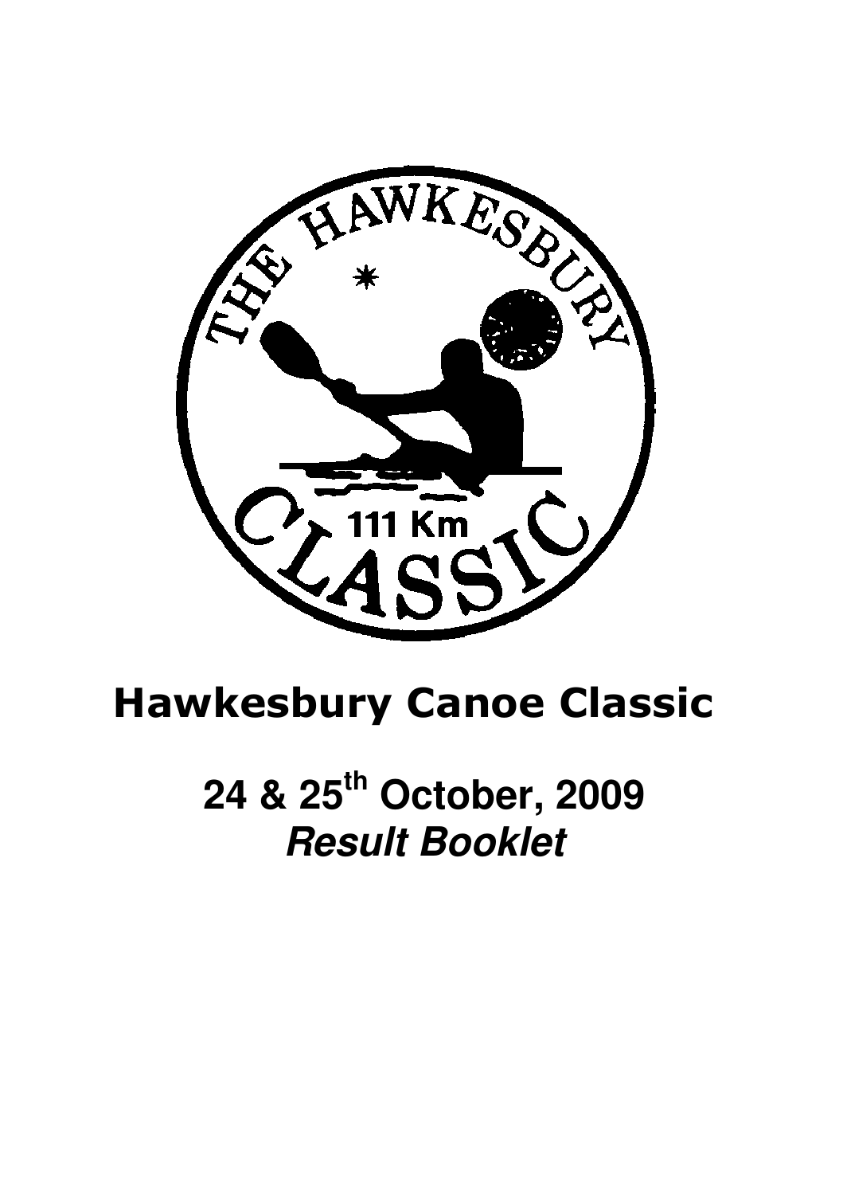# Hawkesbury Canoe Classic

## 24 & 25th October, 2009

## *Result Booklet*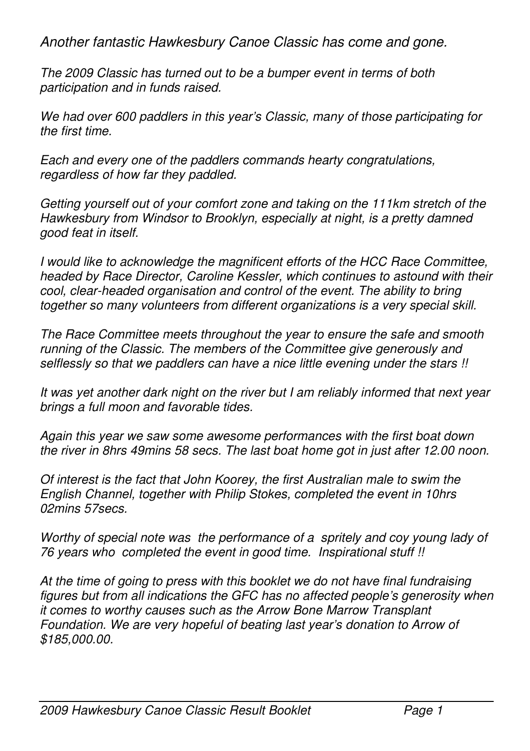*Another fantastic Hawkesbury Canoe Classic has come and gone.*

*The 2009 Classic has turned out to be a bumper event in terms of both participation and in funds raised.*

*We had over 600 paddlers in this year's Classic, many of those participating for the first time.*

*Each and every one of the paddlers commands hearty congratulations, regardless of how far they paddled.*

*Getting yourself out of your comfort zone and taking on the 111km stretch of the Hawkesbury from Windsor to Brooklyn, especially at night, is a pretty damned good feat in itself.*

*I would like to acknowledge the magnificent efforts of the HCC Race Committee, headed by Race Director, Caroline Kessler, which continues to astound with their cool, clear-headed organisation and control of the event. The ability to bring together so many volunteers from different organizations is a very special skill.*

*The Race Committee meets throughout the year to ensure the safe and smooth running of the Classic. The members of the Committee give generously and selflessly so that we paddlers can have a nice little evening under the stars !!*

*It was yet another dark night on the river but I am reliably informed that next year brings a full moon and favorable tides.*

*Again this year we saw some awesome performances with the first boat down the river in 8hrs 49mins 58 secs. The last boat home got in just after 12.00 noon.*

*Of interest is the fact that John Koorey, the first Australian male to swim the English Channel, together with Philip Stokes, completed the event in 10hrs 02mins 57secs.*

*Worthy of special note was the performance of a spritely and coy young lady of 76 years who completed the event in good time. Inspirational stuff !!*

*At the time of going to press with this booklet we do not have final fundraising figures but from all indications the GFC has no affected people's generosity when it comes to worthy causes such as the Arrow Bone Marrow Transplant Foundation. We are very hopeful of beating last year's donation to Arrow of $185,000.00.*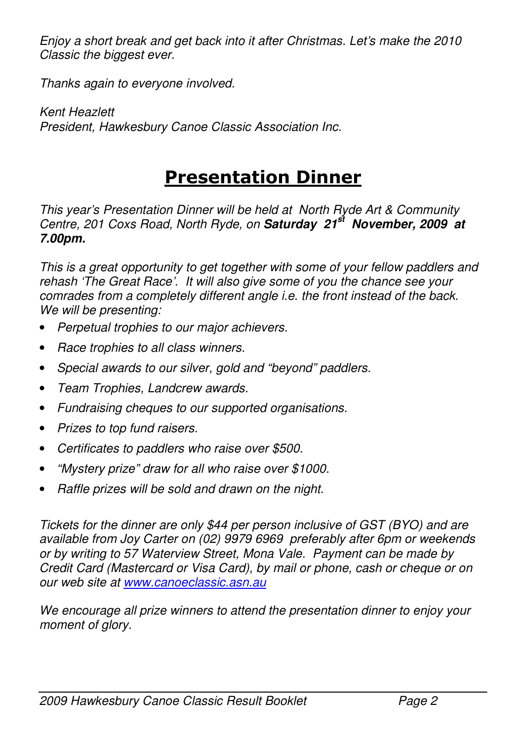*Enjoy a short break and get back into it after Christmas. Let's make the 2010 Classic the biggest ever.*

*Thanks again to everyone involved.*

*Kent Heazlett*
*President, Hawkesbury Canoe Classic Association Inc.*

# Presentation Dinner

*This year's Presentation Dinner will be held at North Ryde Art & Community Centre, 201 Coxs Road, North Ryde, on* ***Saturday 21st November, 2009 at 7.00pm.***

*This is a great opportunity to get together with some of your fellow paddlers and rehash 'The Great Race'. It will also give some of you the chance see your comrades from a completely different angle i.e. the front instead of the back. We will be presenting:*

- *Perpetual trophies to our major achievers.*
- *Race trophies to all class winners.*
- *Special awards to our silver, gold and "beyond" paddlers.*
- *Team Trophies, Landcrew awards.*
- *Fundraising cheques to our supported organisations.*
- *Prizes to top fund raisers.*
- *Certificates to paddlers who raise over $500.*
- *"Mystery prize" draw for all who raise over $1000.*
- *Raffle prizes will be sold and drawn on the night.*

*Tickets for the dinner are only $44 per person inclusive of GST (BYO) and are available from Joy Carter on (02) 9979 6969 preferably after 6pm or weekends or by writing to 57 Waterview Street, Mona Vale. Payment can be made by Credit Card (Mastercard or Visa Card), by mail or phone, cash or cheque or on our web site at [www.canoeclassic.asn.au](http://www.canoeclassic.asn.au)*

*We encourage all prize winners to attend the presentation dinner to enjoy your moment of glory.*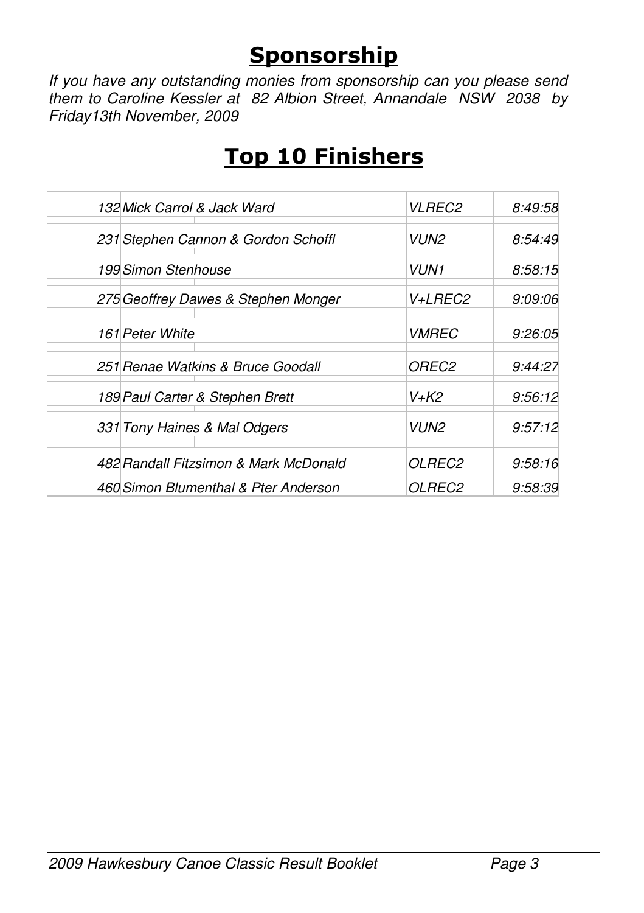## Sponsorship

*If you have any outstanding monies from sponsorship can you please send them to Caroline Kessler at 82 Albion Street, Annandale NSW 2038 by Friday13th November, 2009*

## Top 10 Finishers

| No. | Name | Class | Time |
|---|---|---|---|
| 132 | Mick Carrol & Jack Ward | VLREC2 | 8:49:58 |
| 231 | Stephen Cannon & Gordon Schoffl | VUN2 | 8:54:49 |
| 199 | Simon Stenhouse | VUN1 | 8:58:15 |
| 275 | Geoffrey Dawes & Stephen Monger | V+LREC2 | 9:09:06 |
| 161 | Peter White | VMREC | 9:26:05 |
| 251 | Renae Watkins & Bruce Goodall | OREC2 | 9:44:27 |
| 189 | Paul Carter & Stephen Brett | V+K2 | 9:56:12 |
| 331 | Tony Haines & Mal Odgers | VUN2 | 9:57:12 |
| 482 | Randall Fitzsimon & Mark McDonald | OLREC2 | 9:58:16 |
| 460 | Simon Blumenthal & Pter Anderson | OLREC2 | 9:58:39 |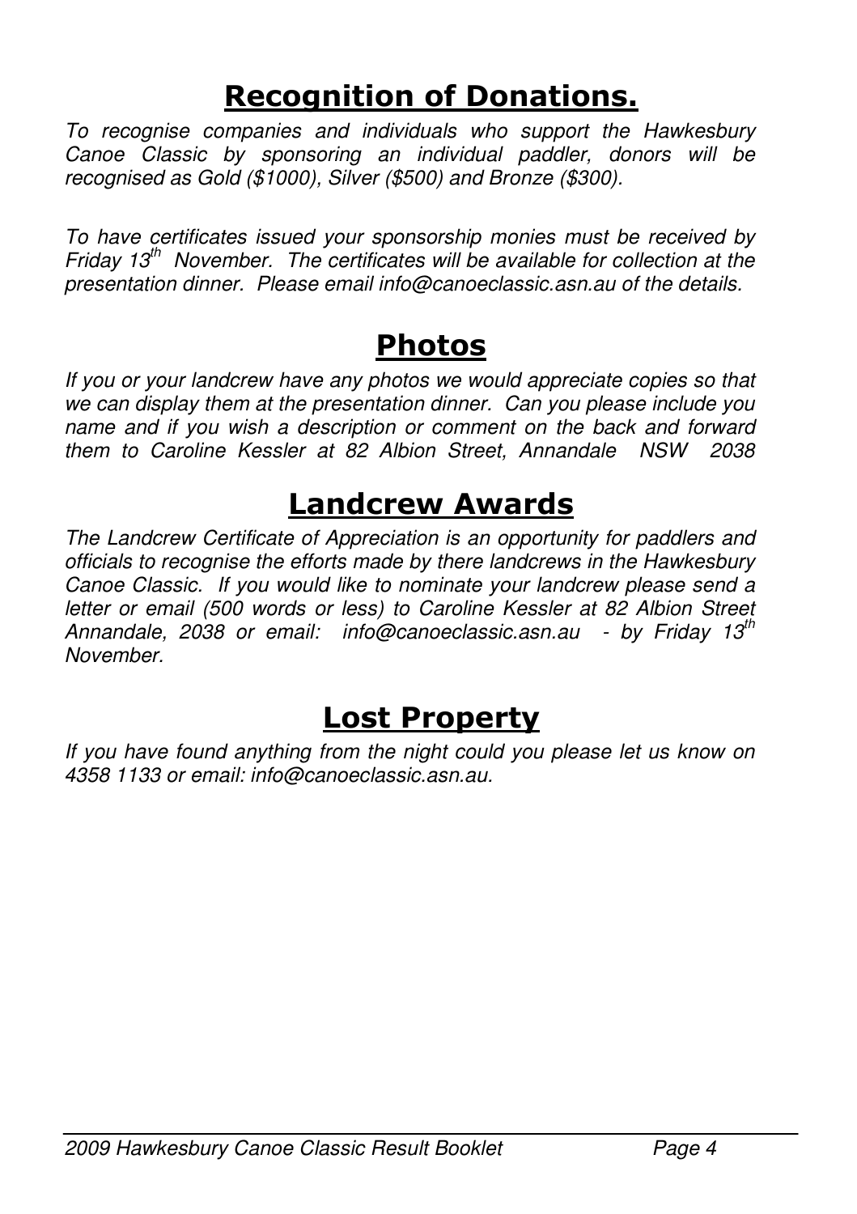# Recognition of Donations.

*To recognise companies and individuals who support the Hawkesbury Canoe Classic by sponsoring an individual paddler, donors will be recognised as Gold ($1000), Silver ($500) and Bronze ($300).*

*To have certificates issued your sponsorship monies must be received by Friday 13th November. The certificates will be available for collection at the presentation dinner. Please email info@canoeclassic.asn.au of the details.*

# Photos

*If you or your landcrew have any photos we would appreciate copies so that we can display them at the presentation dinner. Can you please include you name and if you wish a description or comment on the back and forward them to Caroline Kessler at 82 Albion Street, Annandale NSW 2038*

# Landcrew Awards

*The Landcrew Certificate of Appreciation is an opportunity for paddlers and officials to recognise the efforts made by there landcrews in the Hawkesbury Canoe Classic. If you would like to nominate your landcrew please send a letter or email (500 words or less) to Caroline Kessler at 82 Albion Street Annandale, 2038 or email: info@canoeclassic.asn.au - by Friday 13th November.*

# Lost Property

*If you have found anything from the night could you please let us know on 4358 1133 or email: info@canoeclassic.asn.au.*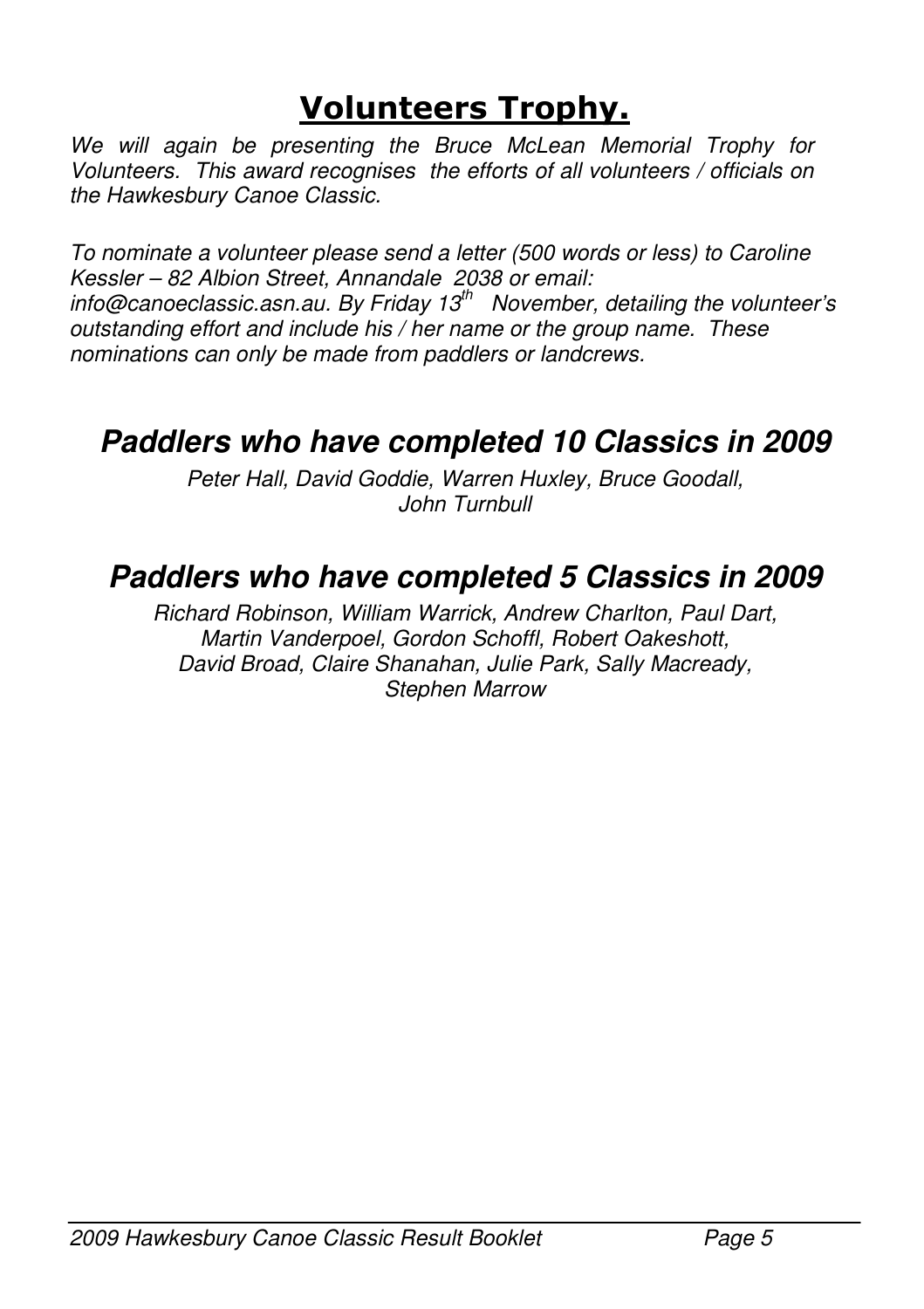# Volunteers Trophy.

*We will again be presenting the Bruce McLean Memorial Trophy for Volunteers. This award recognises the efforts of all volunteers / officials on the Hawkesbury Canoe Classic.*

*To nominate a volunteer please send a letter (500 words or less) to Caroline Kessler – 82 Albion Street, Annandale 2038 or email: info@canoeclassic.asn.au. By Friday 13th November, detailing the volunteer's outstanding effort and include his / her name or the group name. These nominations can only be made from paddlers or landcrews.*

## *Paddlers who have completed 10 Classics in 2009*

*Peter Hall, David Goddie, Warren Huxley, Bruce Goodall, John Turnbull*

## *Paddlers who have completed 5 Classics in 2009*

*Richard Robinson, William Warrick, Andrew Charlton, Paul Dart, Martin Vanderpoel, Gordon Schoffl, Robert Oakeshott, David Broad, Claire Shanahan, Julie Park, Sally Macready, Stephen Marrow*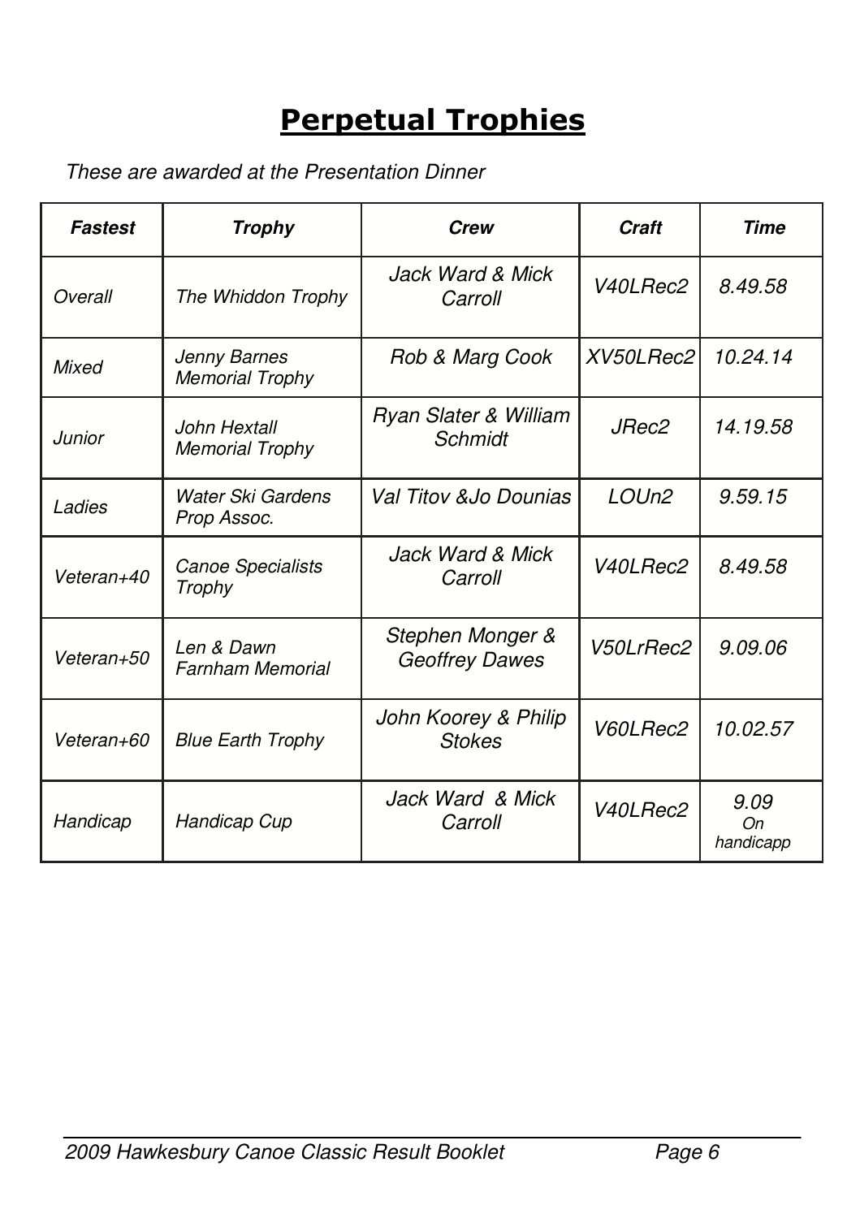# **Perpetual Trophies**

*These are awarded at the Presentation Dinner*

| *Fastest* | *Trophy* | *Crew* | *Craft* | *Time* |
|---|---|---|---|---|
| *Overall* | *The Whiddon Trophy* | *Jack Ward & Mick Carroll* | *V40LRec2* | *8.49.58* |
| *Mixed* | *Jenny Barnes Memorial Trophy* | *Rob & Marg Cook* | *XV50LRec2* | *10.24.14* |
| *Junior* | *John Hextall Memorial Trophy* | *Ryan Slater & William Schmidt* | *JRec2* | *14.19.58* |
| *Ladies* | *Water Ski Gardens Prop Assoc.* | *Val Titov &Jo Dounias* | *LOUn2* | *9.59.15* |
| *Veteran+40* | *Canoe Specialists Trophy* | *Jack Ward & Mick Carroll* | *V40LRec2* | *8.49.58* |
| *Veteran+50* | *Len & Dawn Farnham Memorial* | *Stephen Monger & Geoffrey Dawes* | *V50LrRec2* | *9.09.06* |
| *Veteran+60* | *Blue Earth Trophy* | *John Koorey & Philip Stokes* | *V60LRec2* | *10.02.57* |
| *Handicap* | *Handicap Cup* | *Jack Ward & Mick Carroll* | *V40LRec2* | *9.09 On handicapp* |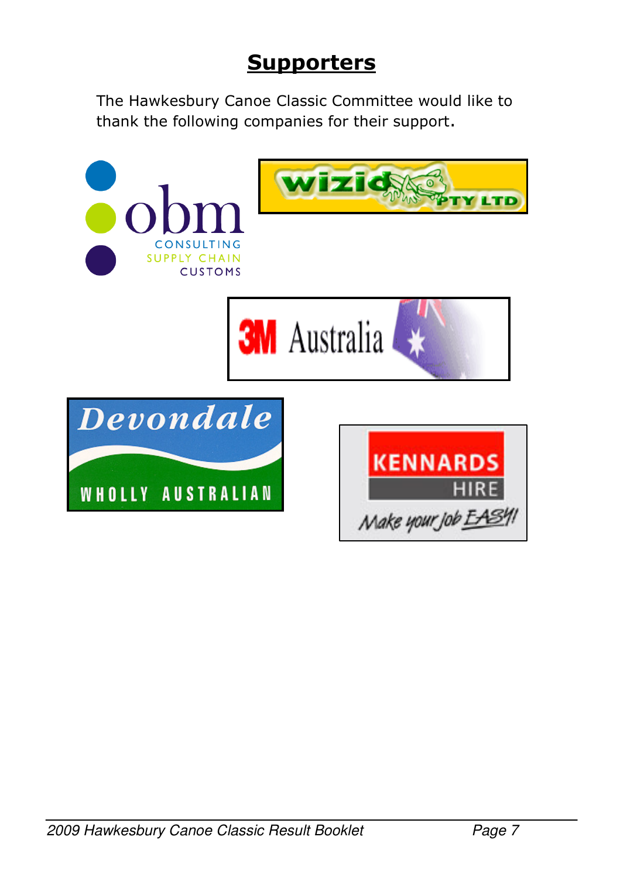# Supporters

The Hawkesbury Canoe Classic Committee would like to thank the following companies for their support.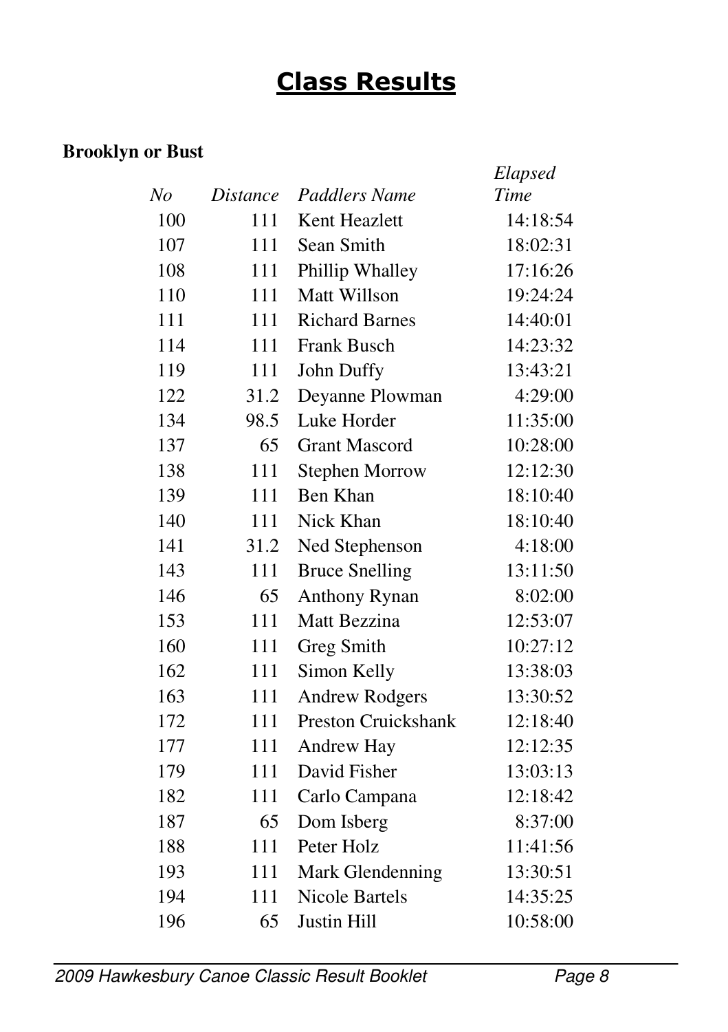# Class Results

**Brooklyn or Bust**

| *No* | *Distance* | *Paddlers Name* | *Elapsed Time* |
|---|---|---|---|
| 100 | 111 | Kent Heazlett | 14:18:54 |
| 107 | 111 | Sean Smith | 18:02:31 |
| 108 | 111 | Phillip Whalley | 17:16:26 |
| 110 | 111 | Matt Willson | 19:24:24 |
| 111 | 111 | Richard Barnes | 14:40:01 |
| 114 | 111 | Frank Busch | 14:23:32 |
| 119 | 111 | John Duffy | 13:43:21 |
| 122 | 31.2 | Deyanne Plowman | 4:29:00 |
| 134 | 98.5 | Luke Horder | 11:35:00 |
| 137 | 65 | Grant Mascord | 10:28:00 |
| 138 | 111 | Stephen Morrow | 12:12:30 |
| 139 | 111 | Ben Khan | 18:10:40 |
| 140 | 111 | Nick Khan | 18:10:40 |
| 141 | 31.2 | Ned Stephenson | 4:18:00 |
| 143 | 111 | Bruce Snelling | 13:11:50 |
| 146 | 65 | Anthony Rynan | 8:02:00 |
| 153 | 111 | Matt Bezzina | 12:53:07 |
| 160 | 111 | Greg Smith | 10:27:12 |
| 162 | 111 | Simon Kelly | 13:38:03 |
| 163 | 111 | Andrew Rodgers | 13:30:52 |
| 172 | 111 | Preston Cruickshank | 12:18:40 |
| 177 | 111 | Andrew Hay | 12:12:35 |
| 179 | 111 | David Fisher | 13:03:13 |
| 182 | 111 | Carlo Campana | 12:18:42 |
| 187 | 65 | Dom Isberg | 8:37:00 |
| 188 | 111 | Peter Holz | 11:41:56 |
| 193 | 111 | Mark Glendenning | 13:30:51 |
| 194 | 111 | Nicole Bartels | 14:35:25 |
| 196 | 65 | Justin Hill | 10:58:00 |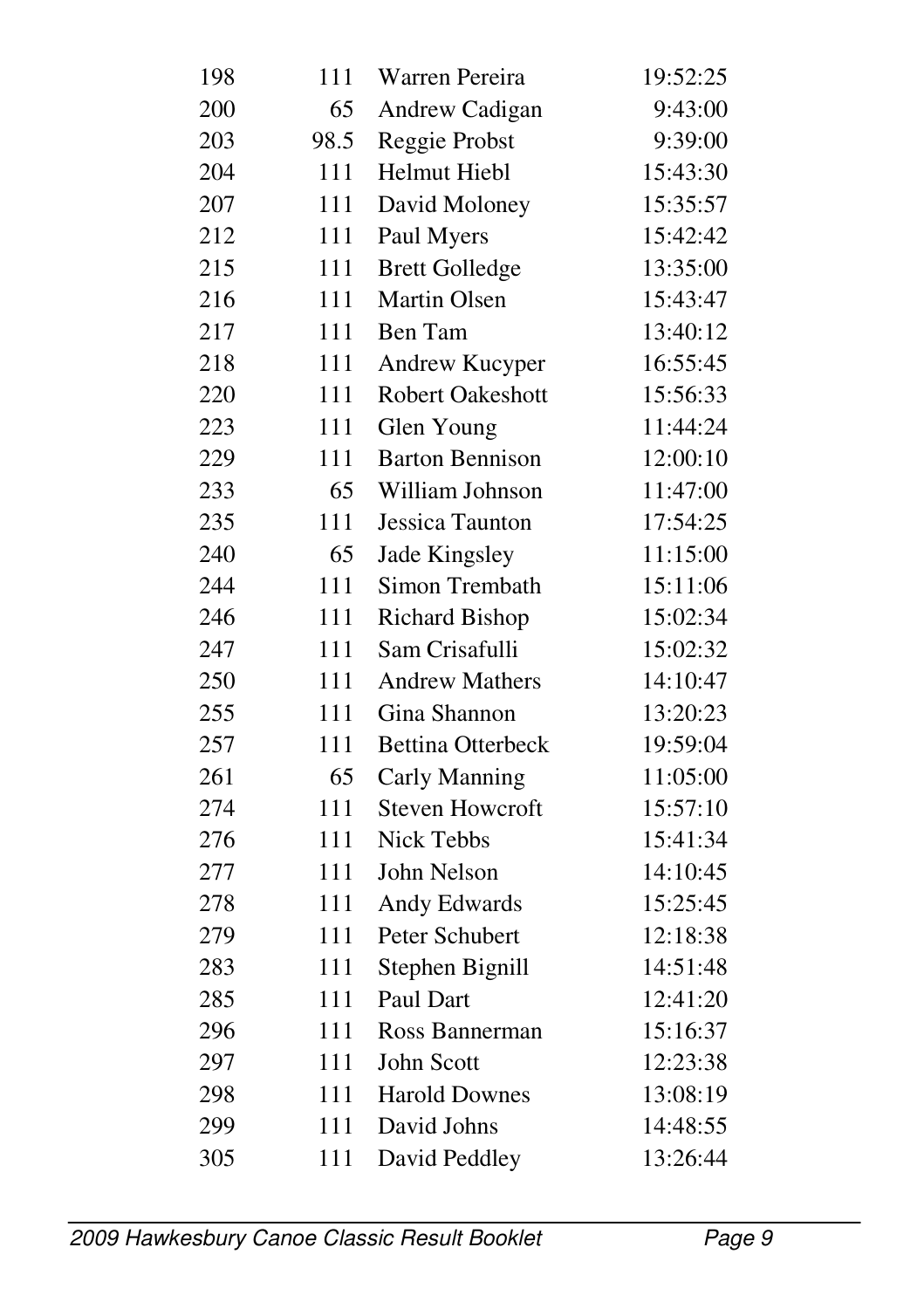| | | | |
|---|---|---|---|
| 198 | 111 | Warren Pereira | 19:52:25 |
| 200 | 65 | Andrew Cadigan | 9:43:00 |
| 203 | 98.5 | Reggie Probst | 9:39:00 |
| 204 | 111 | Helmut Hiebl | 15:43:30 |
| 207 | 111 | David Moloney | 15:35:57 |
| 212 | 111 | Paul Myers | 15:42:42 |
| 215 | 111 | Brett Golledge | 13:35:00 |
| 216 | 111 | Martin Olsen | 15:43:47 |
| 217 | 111 | Ben Tam | 13:40:12 |
| 218 | 111 | Andrew Kucyper | 16:55:45 |
| 220 | 111 | Robert Oakeshott | 15:56:33 |
| 223 | 111 | Glen Young | 11:44:24 |
| 229 | 111 | Barton Bennison | 12:00:10 |
| 233 | 65 | William Johnson | 11:47:00 |
| 235 | 111 | Jessica Taunton | 17:54:25 |
| 240 | 65 | Jade Kingsley | 11:15:00 |
| 244 | 111 | Simon Trembath | 15:11:06 |
| 246 | 111 | Richard Bishop | 15:02:34 |
| 247 | 111 | Sam Crisafulli | 15:02:32 |
| 250 | 111 | Andrew Mathers | 14:10:47 |
| 255 | 111 | Gina Shannon | 13:20:23 |
| 257 | 111 | Bettina Otterbeck | 19:59:04 |
| 261 | 65 | Carly Manning | 11:05:00 |
| 274 | 111 | Steven Howcroft | 15:57:10 |
| 276 | 111 | Nick Tebbs | 15:41:34 |
| 277 | 111 | John Nelson | 14:10:45 |
| 278 | 111 | Andy Edwards | 15:25:45 |
| 279 | 111 | Peter Schubert | 12:18:38 |
| 283 | 111 | Stephen Bignill | 14:51:48 |
| 285 | 111 | Paul Dart | 12:41:20 |
| 296 | 111 | Ross Bannerman | 15:16:37 |
| 297 | 111 | John Scott | 12:23:38 |
| 298 | 111 | Harold Downes | 13:08:19 |
| 299 | 111 | David Johns | 14:48:55 |
| 305 | 111 | David Peddley | 13:26:44 |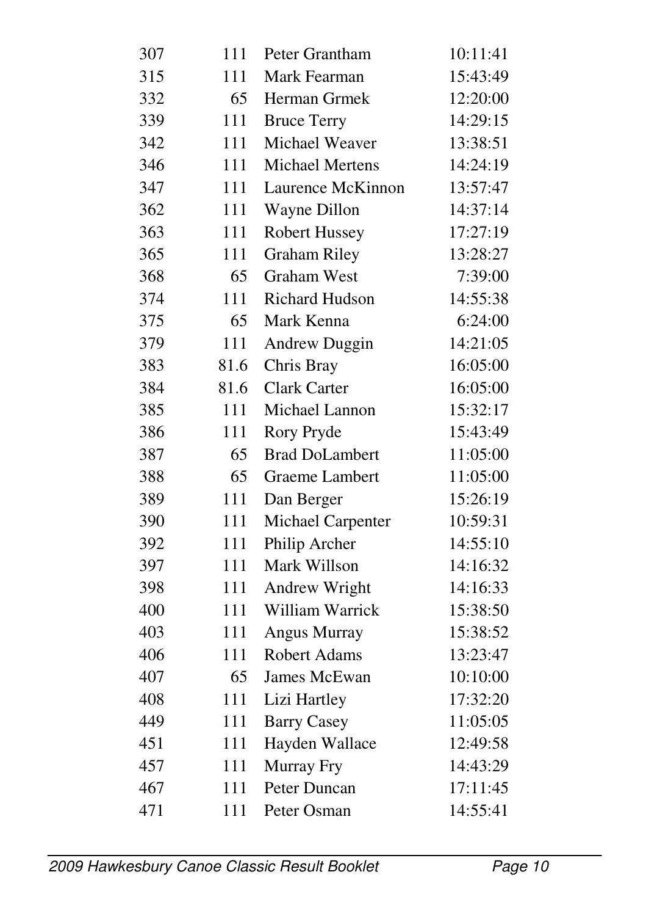| | | | |
|---|---|---|---|
| 307 | 111 | Peter Grantham | 10:11:41 |
| 315 | 111 | Mark Fearman | 15:43:49 |
| 332 | 65 | Herman Grmek | 12:20:00 |
| 339 | 111 | Bruce Terry | 14:29:15 |
| 342 | 111 | Michael Weaver | 13:38:51 |
| 346 | 111 | Michael Mertens | 14:24:19 |
| 347 | 111 | Laurence McKinnon | 13:57:47 |
| 362 | 111 | Wayne Dillon | 14:37:14 |
| 363 | 111 | Robert Hussey | 17:27:19 |
| 365 | 111 | Graham Riley | 13:28:27 |
| 368 | 65 | Graham West | 7:39:00 |
| 374 | 111 | Richard Hudson | 14:55:38 |
| 375 | 65 | Mark Kenna | 6:24:00 |
| 379 | 111 | Andrew Duggin | 14:21:05 |
| 383 | 81.6 | Chris Bray | 16:05:00 |
| 384 | 81.6 | Clark Carter | 16:05:00 |
| 385 | 111 | Michael Lannon | 15:32:17 |
| 386 | 111 | Rory Pryde | 15:43:49 |
| 387 | 65 | Brad DoLambert | 11:05:00 |
| 388 | 65 | Graeme Lambert | 11:05:00 |
| 389 | 111 | Dan Berger | 15:26:19 |
| 390 | 111 | Michael Carpenter | 10:59:31 |
| 392 | 111 | Philip Archer | 14:55:10 |
| 397 | 111 | Mark Willson | 14:16:32 |
| 398 | 111 | Andrew Wright | 14:16:33 |
| 400 | 111 | William Warrick | 15:38:50 |
| 403 | 111 | Angus Murray | 15:38:52 |
| 406 | 111 | Robert Adams | 13:23:47 |
| 407 | 65 | James McEwan | 10:10:00 |
| 408 | 111 | Lizi Hartley | 17:32:20 |
| 449 | 111 | Barry Casey | 11:05:05 |
| 451 | 111 | Hayden Wallace | 12:49:58 |
| 457 | 111 | Murray Fry | 14:43:29 |
| 467 | 111 | Peter Duncan | 17:11:45 |
| 471 | 111 | Peter Osman | 14:55:41 |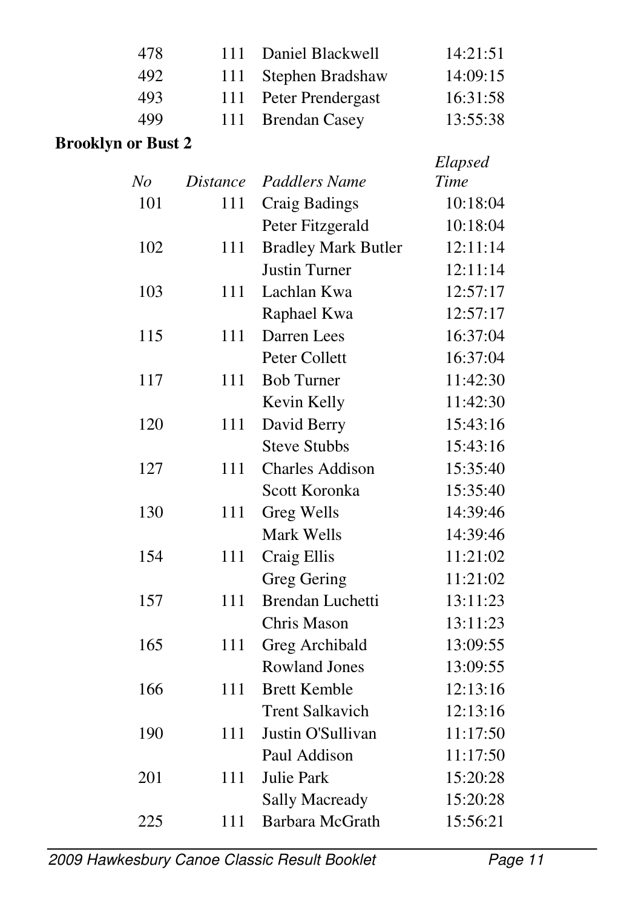| | | | |
|---|---|---|---|
| 478 | 111 | Daniel Blackwell | 14:21:51 |
| 492 | 111 | Stephen Bradshaw | 14:09:15 |
| 493 | 111 | Peter Prendergast | 16:31:58 |
| 499 | 111 | Brendan Casey | 13:55:38 |

**Brooklyn or Bust 2**

| *No* | *Distance* | *Paddlers Name* | *Elapsed Time* |
|---|---|---|---|
| 101 | 111 | Craig Badings | 10:18:04 |
| | | Peter Fitzgerald | 10:18:04 |
| 102 | 111 | Bradley Mark Butler | 12:11:14 |
| | | Justin Turner | 12:11:14 |
| 103 | 111 | Lachlan Kwa | 12:57:17 |
| | | Raphael Kwa | 12:57:17 |
| 115 | 111 | Darren Lees | 16:37:04 |
| | | Peter Collett | 16:37:04 |
| 117 | 111 | Bob Turner | 11:42:30 |
| | | Kevin Kelly | 11:42:30 |
| 120 | 111 | David Berry | 15:43:16 |
| | | Steve Stubbs | 15:43:16 |
| 127 | 111 | Charles Addison | 15:35:40 |
| | | Scott Koronka | 15:35:40 |
| 130 | 111 | Greg Wells | 14:39:46 |
| | | Mark Wells | 14:39:46 |
| 154 | 111 | Craig Ellis | 11:21:02 |
| | | Greg Gering | 11:21:02 |
| 157 | 111 | Brendan Luchetti | 13:11:23 |
| | | Chris Mason | 13:11:23 |
| 165 | 111 | Greg Archibald | 13:09:55 |
| | | Rowland Jones | 13:09:55 |
| 166 | 111 | Brett Kemble | 12:13:16 |
| | | Trent Salkavich | 12:13:16 |
| 190 | 111 | Justin O'Sullivan | 11:17:50 |
| | | Paul Addison | 11:17:50 |
| 201 | 111 | Julie Park | 15:20:28 |
| | | Sally Macready | 15:20:28 |
| 225 | 111 | Barbara McGrath | 15:56:21 |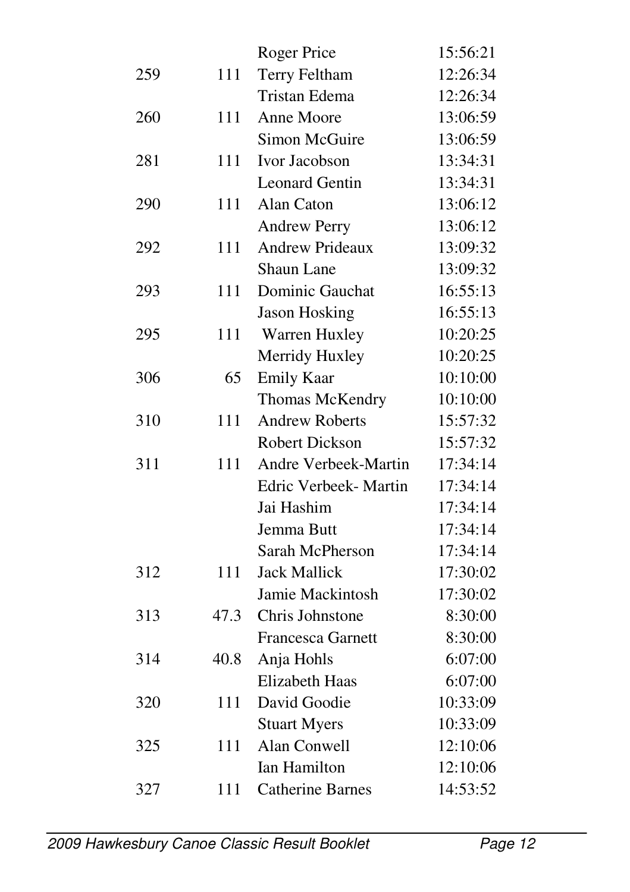| | | | |
|---|---|---|---|
| | | Roger Price | 15:56:21 |
| 259 | 111 | Terry Feltham | 12:26:34 |
| | | Tristan Edema | 12:26:34 |
| 260 | 111 | Anne Moore | 13:06:59 |
| | | Simon McGuire | 13:06:59 |
| 281 | 111 | Ivor Jacobson | 13:34:31 |
| | | Leonard Gentin | 13:34:31 |
| 290 | 111 | Alan Caton | 13:06:12 |
| | | Andrew Perry | 13:06:12 |
| 292 | 111 | Andrew Prideaux | 13:09:32 |
| | | Shaun Lane | 13:09:32 |
| 293 | 111 | Dominic Gauchat | 16:55:13 |
| | | Jason Hosking | 16:55:13 |
| 295 | 111 | Warren Huxley | 10:20:25 |
| | | Merridy Huxley | 10:20:25 |
| 306 | 65 | Emily Kaar | 10:10:00 |
| | | Thomas McKendry | 10:10:00 |
| 310 | 111 | Andrew Roberts | 15:57:32 |
| | | Robert Dickson | 15:57:32 |
| 311 | 111 | Andre Verbeek-Martin | 17:34:14 |
| | | Edric Verbeek- Martin | 17:34:14 |
| | | Jai Hashim | 17:34:14 |
| | | Jemma Butt | 17:34:14 |
| | | Sarah McPherson | 17:34:14 |
| 312 | 111 | Jack Mallick | 17:30:02 |
| | | Jamie Mackintosh | 17:30:02 |
| 313 | 47.3 | Chris Johnstone | 8:30:00 |
| | | Francesca Garnett | 8:30:00 |
| 314 | 40.8 | Anja Hohls | 6:07:00 |
| | | Elizabeth Haas | 6:07:00 |
| 320 | 111 | David Goodie | 10:33:09 |
| | | Stuart Myers | 10:33:09 |
| 325 | 111 | Alan Conwell | 12:10:06 |
| | | Ian Hamilton | 12:10:06 |
| 327 | 111 | Catherine Barnes | 14:53:52 |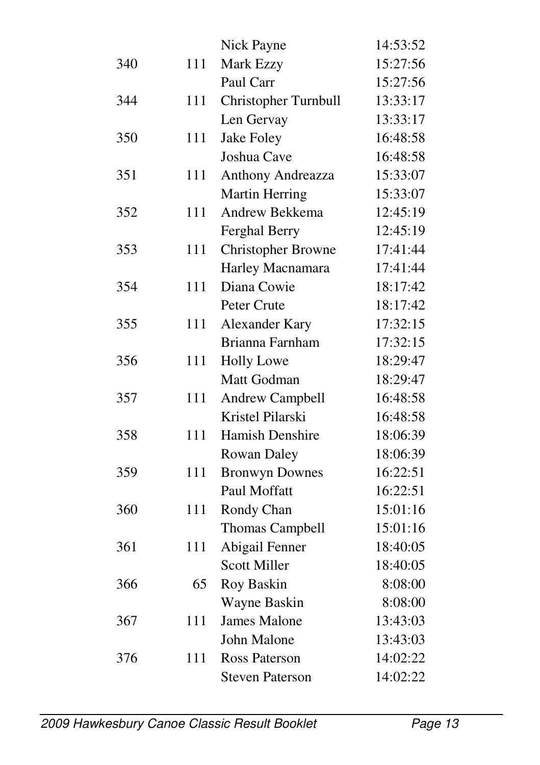| | | | |
|---|---|---|---|
| | | Nick Payne | 14:53:52 |
| 340 | 111 | Mark Ezzy | 15:27:56 |
| | | Paul Carr | 15:27:56 |
| 344 | 111 | Christopher Turnbull | 13:33:17 |
| | | Len Gervay | 13:33:17 |
| 350 | 111 | Jake Foley | 16:48:58 |
| | | Joshua Cave | 16:48:58 |
| 351 | 111 | Anthony Andreazza | 15:33:07 |
| | | Martin Herring | 15:33:07 |
| 352 | 111 | Andrew Bekkema | 12:45:19 |
| | | Ferghal Berry | 12:45:19 |
| 353 | 111 | Christopher Browne | 17:41:44 |
| | | Harley Macnamara | 17:41:44 |
| 354 | 111 | Diana Cowie | 18:17:42 |
| | | Peter Crute | 18:17:42 |
| 355 | 111 | Alexander Kary | 17:32:15 |
| | | Brianna Farnham | 17:32:15 |
| 356 | 111 | Holly Lowe | 18:29:47 |
| | | Matt Godman | 18:29:47 |
| 357 | 111 | Andrew Campbell | 16:48:58 |
| | | Kristel Pilarski | 16:48:58 |
| 358 | 111 | Hamish Denshire | 18:06:39 |
| | | Rowan Daley | 18:06:39 |
| 359 | 111 | Bronwyn Downes | 16:22:51 |
| | | Paul Moffatt | 16:22:51 |
| 360 | 111 | Rondy Chan | 15:01:16 |
| | | Thomas Campbell | 15:01:16 |
| 361 | 111 | Abigail Fenner | 18:40:05 |
| | | Scott Miller | 18:40:05 |
| 366 | 65 | Roy Baskin | 8:08:00 |
| | | Wayne Baskin | 8:08:00 |
| 367 | 111 | James Malone | 13:43:03 |
| | | John Malone | 13:43:03 |
| 376 | 111 | Ross Paterson | 14:02:22 |
| | | Steven Paterson | 14:02:22 |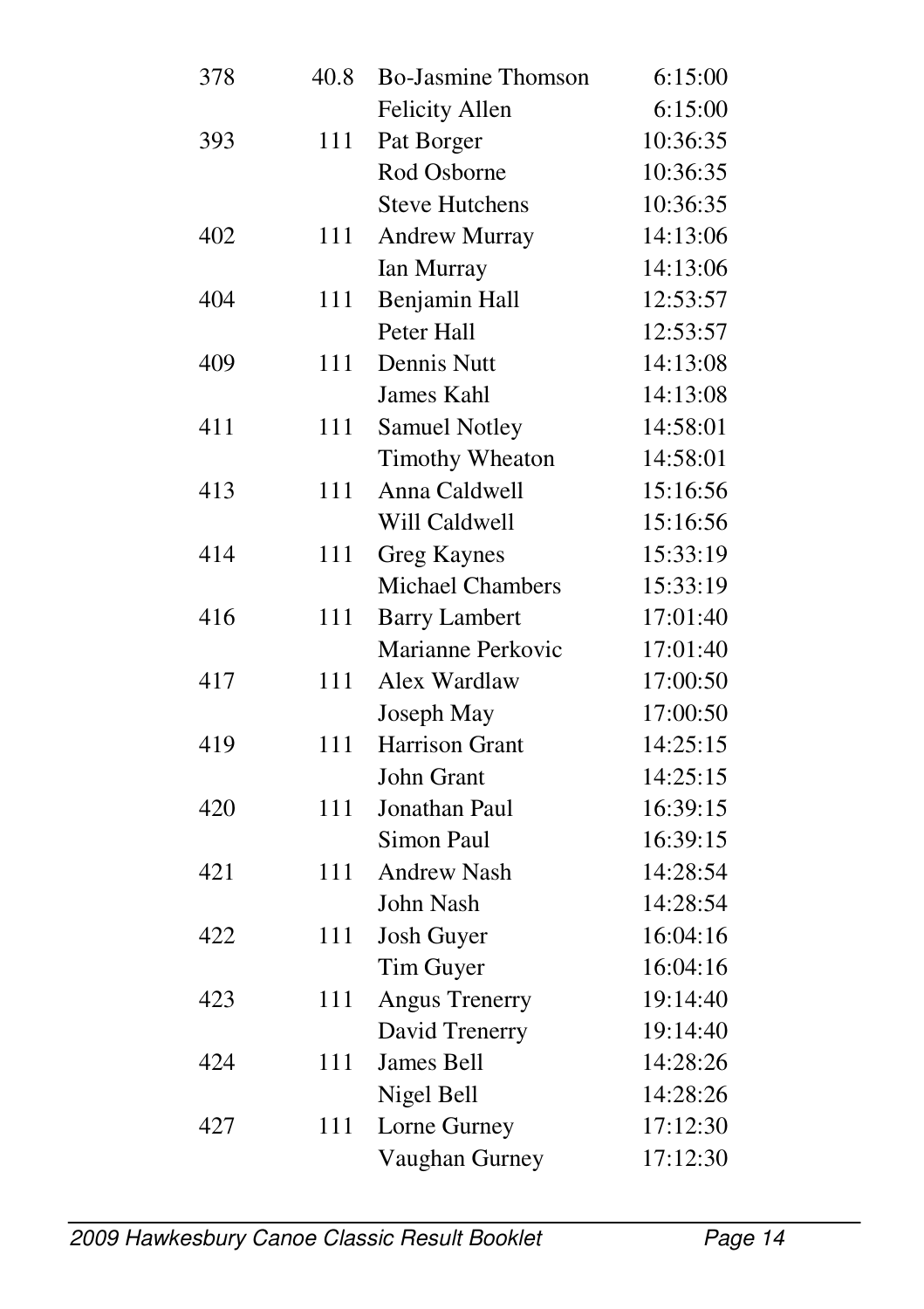| | | | |
|---|---|---|---|
| 378 | 40.8 | Bo-Jasmine Thomson | 6:15:00 |
| | | Felicity Allen | 6:15:00 |
| 393 | 111 | Pat Borger | 10:36:35 |
| | | Rod Osborne | 10:36:35 |
| | | Steve Hutchens | 10:36:35 |
| 402 | 111 | Andrew Murray | 14:13:06 |
| | | Ian Murray | 14:13:06 |
| 404 | 111 | Benjamin Hall | 12:53:57 |
| | | Peter Hall | 12:53:57 |
| 409 | 111 | Dennis Nutt | 14:13:08 |
| | | James Kahl | 14:13:08 |
| 411 | 111 | Samuel Notley | 14:58:01 |
| | | Timothy Wheaton | 14:58:01 |
| 413 | 111 | Anna Caldwell | 15:16:56 |
| | | Will Caldwell | 15:16:56 |
| 414 | 111 | Greg Kaynes | 15:33:19 |
| | | Michael Chambers | 15:33:19 |
| 416 | 111 | Barry Lambert | 17:01:40 |
| | | Marianne Perkovic | 17:01:40 |
| 417 | 111 | Alex Wardlaw | 17:00:50 |
| | | Joseph May | 17:00:50 |
| 419 | 111 | Harrison Grant | 14:25:15 |
| | | John Grant | 14:25:15 |
| 420 | 111 | Jonathan Paul | 16:39:15 |
| | | Simon Paul | 16:39:15 |
| 421 | 111 | Andrew Nash | 14:28:54 |
| | | John Nash | 14:28:54 |
| 422 | 111 | Josh Guyer | 16:04:16 |
| | | Tim Guyer | 16:04:16 |
| 423 | 111 | Angus Trenerry | 19:14:40 |
| | | David Trenerry | 19:14:40 |
| 424 | 111 | James Bell | 14:28:26 |
| | | Nigel Bell | 14:28:26 |
| 427 | 111 | Lorne Gurney | 17:12:30 |
| | | Vaughan Gurney | 17:12:30 |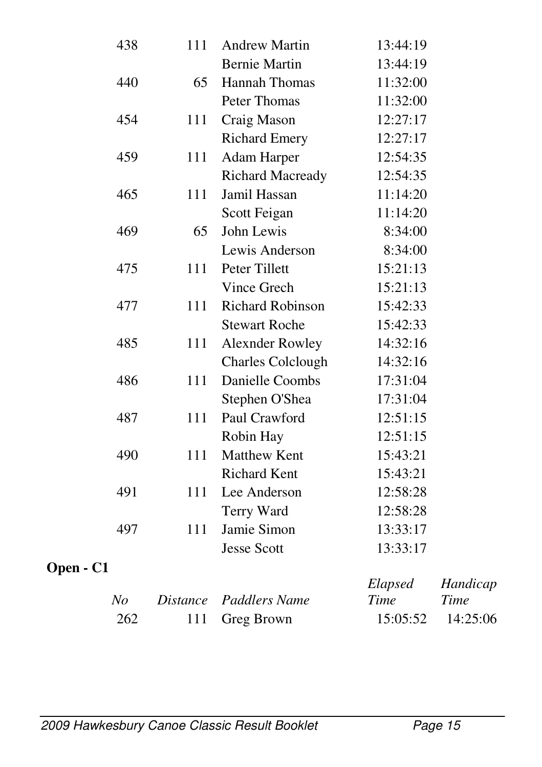| No | Distance | Paddlers Name | Elapsed Time |
|---|---|---|---|
| 438 | 111 | Andrew Martin | 13:44:19 |
| | | Bernie Martin | 13:44:19 |
| 440 | 65 | Hannah Thomas | 11:32:00 |
| | | Peter Thomas | 11:32:00 |
| 454 | 111 | Craig Mason | 12:27:17 |
| | | Richard Emery | 12:27:17 |
| 459 | 111 | Adam Harper | 12:54:35 |
| | | Richard Macready | 12:54:35 |
| 465 | 111 | Jamil Hassan | 11:14:20 |
| | | Scott Feigan | 11:14:20 |
| 469 | 65 | John Lewis | 8:34:00 |
| | | Lewis Anderson | 8:34:00 |
| 475 | 111 | Peter Tillett | 15:21:13 |
| | | Vince Grech | 15:21:13 |
| 477 | 111 | Richard Robinson | 15:42:33 |
| | | Stewart Roche | 15:42:33 |
| 485 | 111 | Alexnder Rowley | 14:32:16 |
| | | Charles Colclough | 14:32:16 |
| 486 | 111 | Danielle Coombs | 17:31:04 |
| | | Stephen O'Shea | 17:31:04 |
| 487 | 111 | Paul Crawford | 12:51:15 |
| | | Robin Hay | 12:51:15 |
| 490 | 111 | Matthew Kent | 15:43:21 |
| | | Richard Kent | 15:43:21 |
| 491 | 111 | Lee Anderson | 12:58:28 |
| | | Terry Ward | 12:58:28 |
| 497 | 111 | Jamie Simon | 13:33:17 |
| | | Jesse Scott | 13:33:17 |

**Open - C1**

| *No* | *Distance* | *Paddlers Name* | *Elapsed Time* | *Handicap Time* |
|---|---|---|---|---|
| 262 | 111 | Greg Brown | 15:05:52 | 14:25:06 |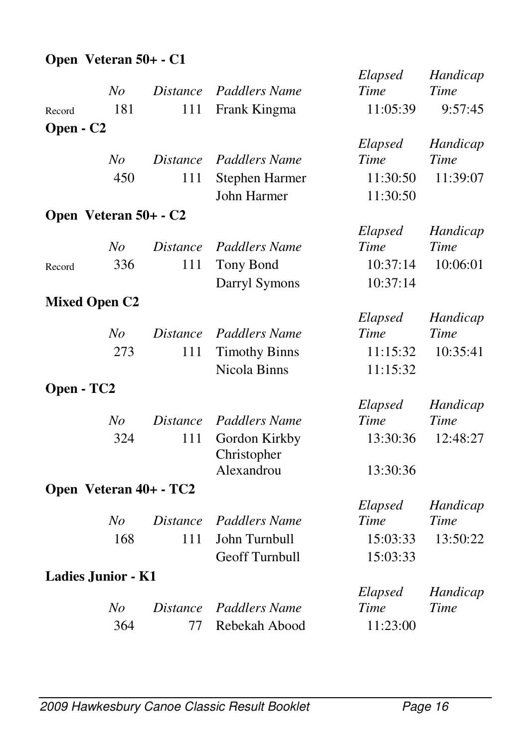**Open Veteran 50+ - C1**

| | *No* | *Distance* | *Paddlers Name* | *Elapsed Time* | *Handicap Time* |
|---|---|---|---|---|---|
| Record | 181 | 111 | Frank Kingma | 11:05:39 | 9:57:45 |

**Open - C2**

| | *No* | *Distance* | *Paddlers Name* | *Elapsed Time* | *Handicap Time* |
|---|---|---|---|---|---|
| | 450 | 111 | Stephen Harmer | 11:30:50 | 11:39:07 |
| | | | John Harmer | 11:30:50 | |

**Open Veteran 50+ - C2**

| | *No* | *Distance* | *Paddlers Name* | *Elapsed Time* | *Handicap Time* |
|---|---|---|---|---|---|
| Record | 336 | 111 | Tony Bond | 10:37:14 | 10:06:01 |
| | | | Darryl Symons | 10:37:14 | |

**Mixed Open C2**

| | *No* | *Distance* | *Paddlers Name* | *Elapsed Time* | *Handicap Time* |
|---|---|---|---|---|---|
| | 273 | 111 | Timothy Binns | 11:15:32 | 10:35:41 |
| | | | Nicola Binns | 11:15:32 | |

**Open - TC2**

| | *No* | *Distance* | *Paddlers Name* | *Elapsed Time* | *Handicap Time* |
|---|---|---|---|---|---|
| | 324 | 111 | Gordon Kirkby | 13:30:36 | 12:48:27 |
| | | | Christopher Alexandrou | 13:30:36 | |

**Open Veteran 40+ - TC2**

| | *No* | *Distance* | *Paddlers Name* | *Elapsed Time* | *Handicap Time* |
|---|---|---|---|---|---|
| | 168 | 111 | John Turnbull | 15:03:33 | 13:50:22 |
| | | | Geoff Turnbull | 15:03:33 | |

**Ladies Junior - K1**

| | *No* | *Distance* | *Paddlers Name* | *Elapsed Time* | *Handicap Time* |
|---|---|---|---|---|---|
| | 364 | 77 | Rebekah Abood | 11:23:00 | |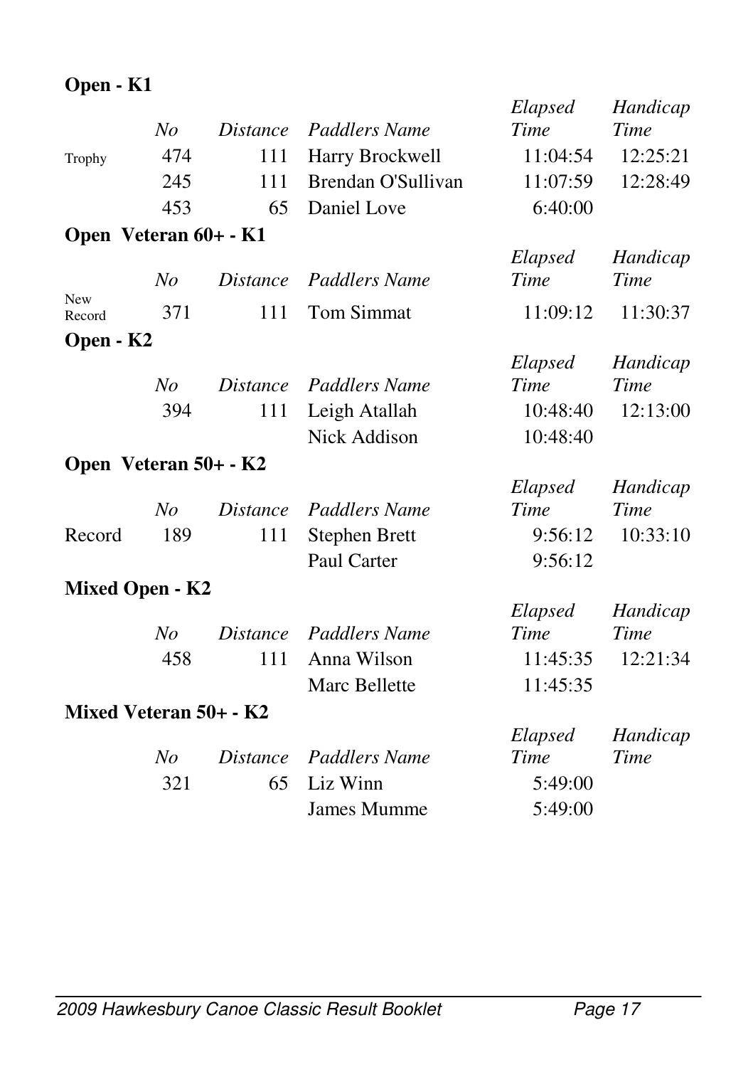## Open - K1

| | No | Distance | Paddlers Name | Elapsed Time | Handicap Time |
|---|---|---|---|---|---|
| Trophy | 474 | 111 | Harry Brockwell | 11:04:54 | 12:25:21 |
| | 245 | 111 | Brendan O'Sullivan | 11:07:59 | 12:28:49 |
| | 453 | 65 | Daniel Love | 6:40:00 | |

## Open Veteran 60+ - K1

| | No | Distance | Paddlers Name | Elapsed Time | Handicap Time |
|---|---|---|---|---|---|
| New Record | 371 | 111 | Tom Simmat | 11:09:12 | 11:30:37 |

## Open - K2

| | No | Distance | Paddlers Name | Elapsed Time | Handicap Time |
|---|---|---|---|---|---|
| | 394 | 111 | Leigh Atallah | 10:48:40 | 12:13:00 |
| | | | Nick Addison | 10:48:40 | |

## Open Veteran 50+ - K2

| | No | Distance | Paddlers Name | Elapsed Time | Handicap Time |
|---|---|---|---|---|---|
| Record | 189 | 111 | Stephen Brett | 9:56:12 | 10:33:10 |
| | | | Paul Carter | 9:56:12 | |

## Mixed Open - K2

| | No | Distance | Paddlers Name | Elapsed Time | Handicap Time |
|---|---|---|---|---|---|
| | 458 | 111 | Anna Wilson | 11:45:35 | 12:21:34 |
| | | | Marc Bellette | 11:45:35 | |

## Mixed Veteran 50+ - K2

| | No | Distance | Paddlers Name | Elapsed Time | Handicap Time |
|---|---|---|---|---|---|
| | 321 | 65 | Liz Winn | 5:49:00 | |
| | | | James Mumme | 5:49:00 | |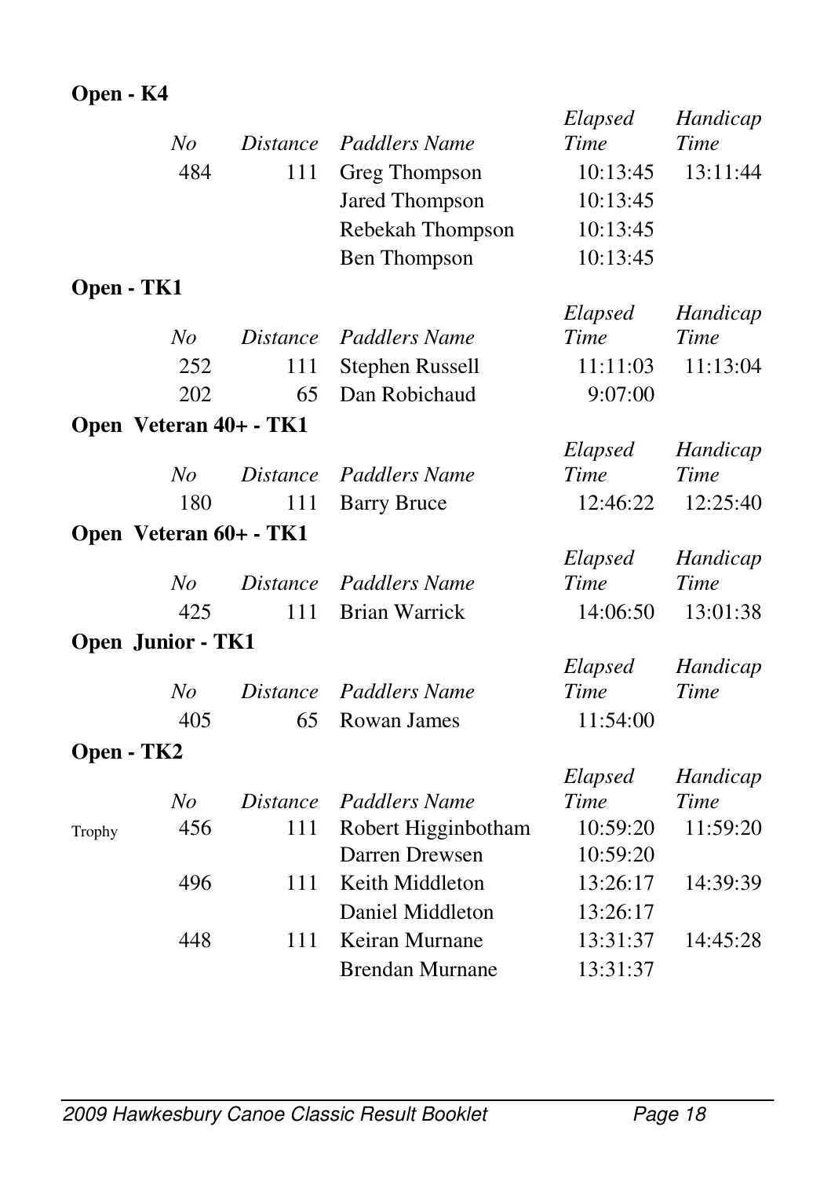**Open - K4**

| | No | Distance | Paddlers Name | Elapsed Time | Handicap Time |
|---|---|---|---|---|---|
| | 484 | 111 | Greg Thompson | 10:13:45 | 13:11:44 |
| | | | Jared Thompson | 10:13:45 | |
| | | | Rebekah Thompson | 10:13:45 | |
| | | | Ben Thompson | 10:13:45 | |

**Open - TK1**

| | No | Distance | Paddlers Name | Elapsed Time | Handicap Time |
|---|---|---|---|---|---|
| | 252 | 111 | Stephen Russell | 11:11:03 | 11:13:04 |
| | 202 | 65 | Dan Robichaud | 9:07:00 | |

**Open Veteran 40+ - TK1**

| | No | Distance | Paddlers Name | Elapsed Time | Handicap Time |
|---|---|---|---|---|---|
| | 180 | 111 | Barry Bruce | 12:46:22 | 12:25:40 |

**Open Veteran 60+ - TK1**

| | No | Distance | Paddlers Name | Elapsed Time | Handicap Time |
|---|---|---|---|---|---|
| | 425 | 111 | Brian Warrick | 14:06:50 | 13:01:38 |

**Open Junior - TK1**

| | No | Distance | Paddlers Name | Elapsed Time | Handicap Time |
|---|---|---|---|---|---|
| | 405 | 65 | Rowan James | 11:54:00 | |

**Open - TK2**

| | No | Distance | Paddlers Name | Elapsed Time | Handicap Time |
|---|---|---|---|---|---|
| Trophy | 456 | 111 | Robert Higginbotham | 10:59:20 | 11:59:20 |
| | | | Darren Drewsen | 10:59:20 | |
| | 496 | 111 | Keith Middleton | 13:26:17 | 14:39:39 |
| | | | Daniel Middleton | 13:26:17 | |
| | 448 | 111 | Keiran Murnane | 13:31:37 | 14:45:28 |
| | | | Brendan Murnane | 13:31:37 | |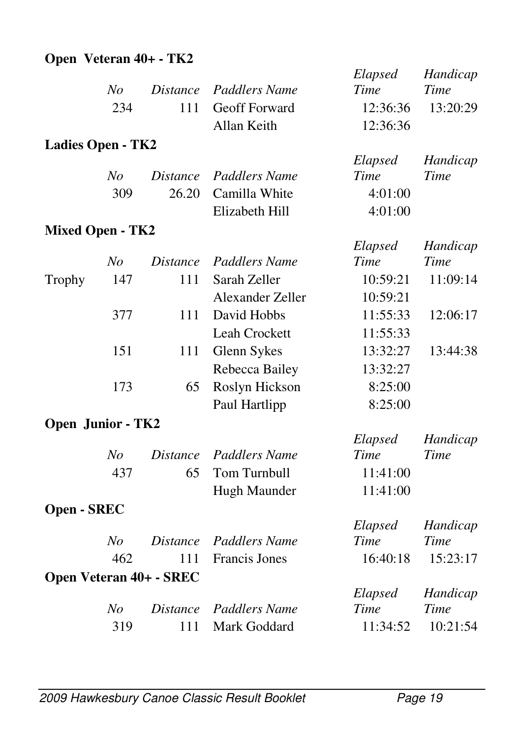**Open Veteran 40+ - TK2**

| | *No* | *Distance* | *Paddlers Name* | *Elapsed Time* | *Handicap Time* |
|---|---|---|---|---|---|
| | 234 | 111 | Geoff Forward | 12:36:36 | 13:20:29 |
| | | | Allan Keith | 12:36:36 | |

**Ladies Open - TK2**

| | *No* | *Distance* | *Paddlers Name* | *Elapsed Time* | *Handicap Time* |
|---|---|---|---|---|---|
| | 309 | 26.20 | Camilla White | 4:01:00 | |
| | | | Elizabeth Hill | 4:01:00 | |

**Mixed Open - TK2**

| | *No* | *Distance* | *Paddlers Name* | *Elapsed Time* | *Handicap Time* |
|---|---|---|---|---|---|
| Trophy | 147 | 111 | Sarah Zeller | 10:59:21 | 11:09:14 |
| | | | Alexander Zeller | 10:59:21 | |
| | 377 | 111 | David Hobbs | 11:55:33 | 12:06:17 |
| | | | Leah Crockett | 11:55:33 | |
| | 151 | 111 | Glenn Sykes | 13:32:27 | 13:44:38 |
| | | | Rebecca Bailey | 13:32:27 | |
| | 173 | 65 | Roslyn Hickson | 8:25:00 | |
| | | | Paul Hartlipp | 8:25:00 | |

**Open Junior - TK2**

| | *No* | *Distance* | *Paddlers Name* | *Elapsed Time* | *Handicap Time* |
|---|---|---|---|---|---|
| | 437 | 65 | Tom Turnbull | 11:41:00 | |
| | | | Hugh Maunder | 11:41:00 | |

**Open - SREC**

| | *No* | *Distance* | *Paddlers Name* | *Elapsed Time* | *Handicap Time* |
|---|---|---|---|---|---|
| | 462 | 111 | Francis Jones | 16:40:18 | 15:23:17 |

**Open Veteran 40+ - SREC**

| | *No* | *Distance* | *Paddlers Name* | *Elapsed Time* | *Handicap Time* |
|---|---|---|---|---|---|
| | 319 | 111 | Mark Goddard | 11:34:52 | 10:21:54 |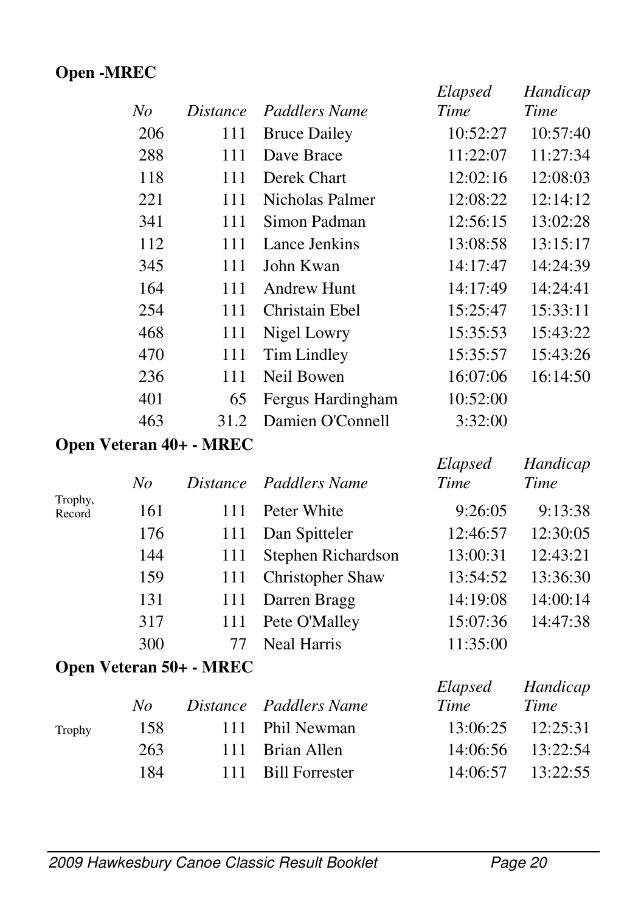**Open -MREC**

| | No | Distance | Paddlers Name | Elapsed Time | Handicap Time |
|---|---|---|---|---|---|
| | 206 | 111 | Bruce Dailey | 10:52:27 | 10:57:40 |
| | 288 | 111 | Dave Brace | 11:22:07 | 11:27:34 |
| | 118 | 111 | Derek Chart | 12:02:16 | 12:08:03 |
| | 221 | 111 | Nicholas Palmer | 12:08:22 | 12:14:12 |
| | 341 | 111 | Simon Padman | 12:56:15 | 13:02:28 |
| | 112 | 111 | Lance Jenkins | 13:08:58 | 13:15:17 |
| | 345 | 111 | John Kwan | 14:17:47 | 14:24:39 |
| | 164 | 111 | Andrew Hunt | 14:17:49 | 14:24:41 |
| | 254 | 111 | Christain Ebel | 15:25:47 | 15:33:11 |
| | 468 | 111 | Nigel Lowry | 15:35:53 | 15:43:22 |
| | 470 | 111 | Tim Lindley | 15:35:57 | 15:43:26 |
| | 236 | 111 | Neil Bowen | 16:07:06 | 16:14:50 |
| | 401 | 65 | Fergus Hardingham | 10:52:00 | |
| | 463 | 31.2 | Damien O'Connell | 3:32:00 | |

**Open Veteran 40+ - MREC**

| | No | Distance | Paddlers Name | Elapsed Time | Handicap Time |
|---|---|---|---|---|---|
| Trophy, Record | 161 | 111 | Peter White | 9:26:05 | 9:13:38 |
| | 176 | 111 | Dan Spitteler | 12:46:57 | 12:30:05 |
| | 144 | 111 | Stephen Richardson | 13:00:31 | 12:43:21 |
| | 159 | 111 | Christopher Shaw | 13:54:52 | 13:36:30 |
| | 131 | 111 | Darren Bragg | 14:19:08 | 14:00:14 |
| | 317 | 111 | Pete O'Malley | 15:07:36 | 14:47:38 |
| | 300 | 77 | Neal Harris | 11:35:00 | |

**Open Veteran 50+ - MREC**

| | No | Distance | Paddlers Name | Elapsed Time | Handicap Time |
|---|---|---|---|---|---|
| Trophy | 158 | 111 | Phil Newman | 13:06:25 | 12:25:31 |
| | 263 | 111 | Brian Allen | 14:06:56 | 13:22:54 |
| | 184 | 111 | Bill Forrester | 14:06:57 | 13:22:55 |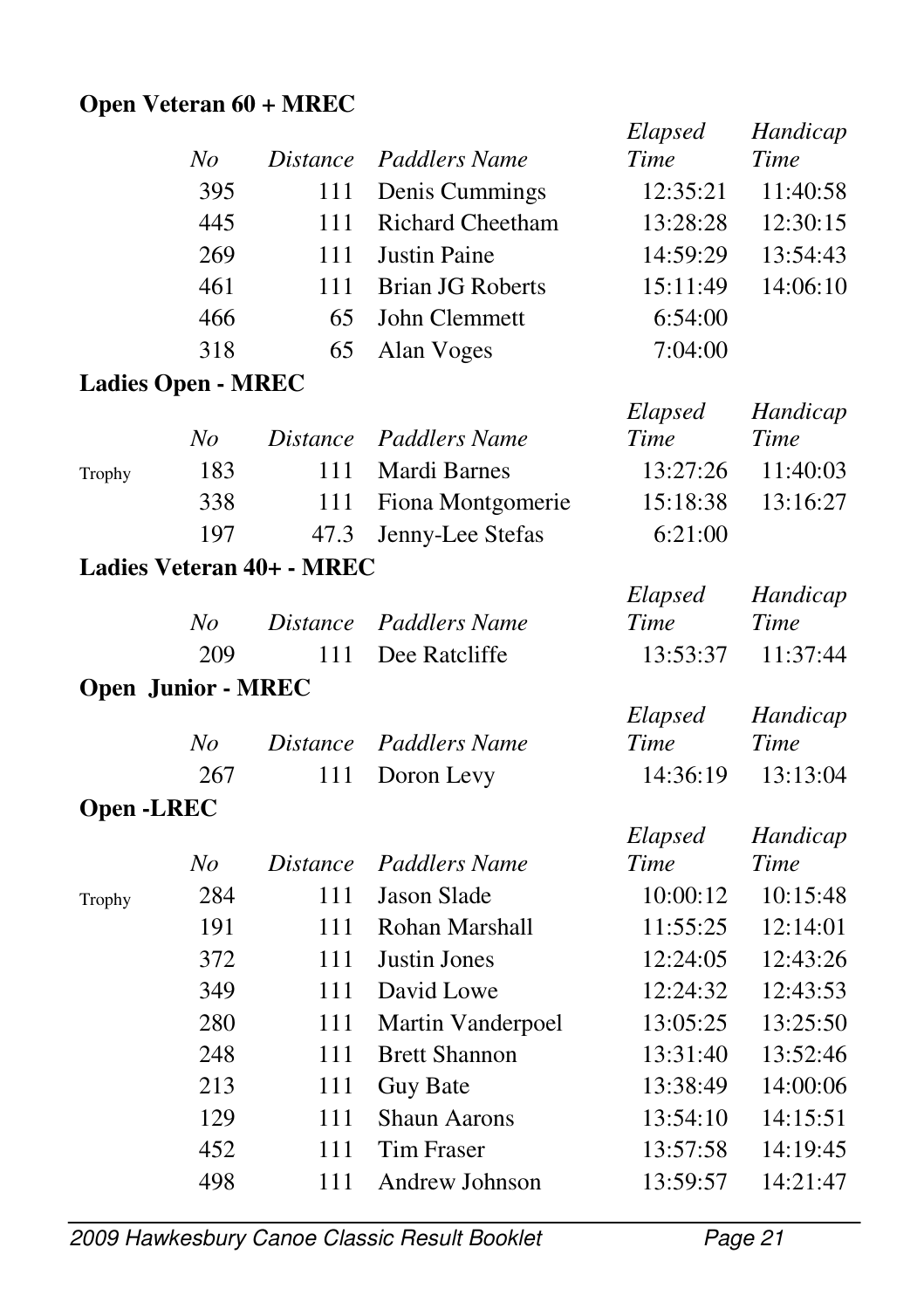**Open Veteran 60 + MREC**

| | No | Distance | Paddlers Name | Elapsed Time | Handicap Time |
|---|---|---|---|---|---|
| | 395 | 111 | Denis Cummings | 12:35:21 | 11:40:58 |
| | 445 | 111 | Richard Cheetham | 13:28:28 | 12:30:15 |
| | 269 | 111 | Justin Paine | 14:59:29 | 13:54:43 |
| | 461 | 111 | Brian JG Roberts | 15:11:49 | 14:06:10 |
| | 466 | 65 | John Clemmett | 6:54:00 | |
| | 318 | 65 | Alan Voges | 7:04:00 | |

**Ladies Open - MREC**

| | No | Distance | Paddlers Name | Elapsed Time | Handicap Time |
|---|---|---|---|---|---|
| Trophy | 183 | 111 | Mardi Barnes | 13:27:26 | 11:40:03 |
| | 338 | 111 | Fiona Montgomerie | 15:18:38 | 13:16:27 |
| | 197 | 47.3 | Jenny-Lee Stefas | 6:21:00 | |

**Ladies Veteran 40+ - MREC**

| | No | Distance | Paddlers Name | Elapsed Time | Handicap Time |
|---|---|---|---|---|---|
| | 209 | 111 | Dee Ratcliffe | 13:53:37 | 11:37:44 |

**Open Junior - MREC**

| | No | Distance | Paddlers Name | Elapsed Time | Handicap Time |
|---|---|---|---|---|---|
| | 267 | 111 | Doron Levy | 14:36:19 | 13:13:04 |

**Open -LREC**

| | No | Distance | Paddlers Name | Elapsed Time | Handicap Time |
|---|---|---|---|---|---|
| Trophy | 284 | 111 | Jason Slade | 10:00:12 | 10:15:48 |
| | 191 | 111 | Rohan Marshall | 11:55:25 | 12:14:01 |
| | 372 | 111 | Justin Jones | 12:24:05 | 12:43:26 |
| | 349 | 111 | David Lowe | 12:24:32 | 12:43:53 |
| | 280 | 111 | Martin Vanderpoel | 13:05:25 | 13:25:50 |
| | 248 | 111 | Brett Shannon | 13:31:40 | 13:52:46 |
| | 213 | 111 | Guy Bate | 13:38:49 | 14:00:06 |
| | 129 | 111 | Shaun Aarons | 13:54:10 | 14:15:51 |
| | 452 | 111 | Tim Fraser | 13:57:58 | 14:19:45 |
| | 498 | 111 | Andrew Johnson | 13:59:57 | 14:21:47 |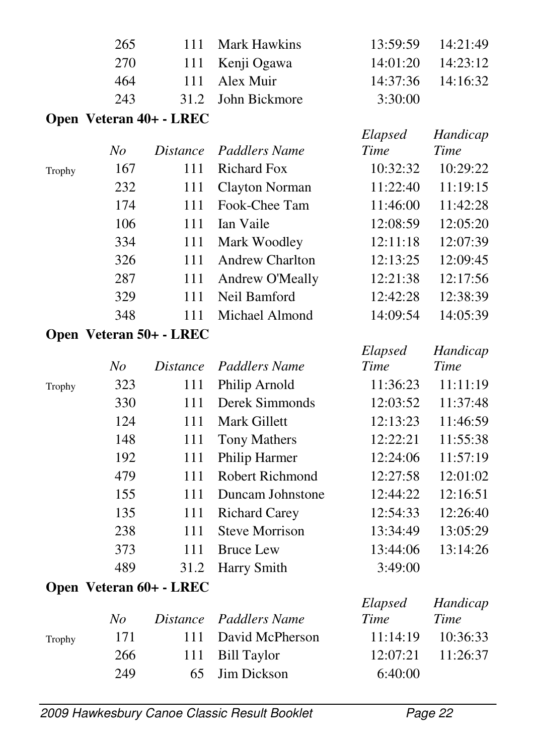| | No | Distance | Paddlers Name | Elapsed Time | Handicap Time |
|---|---|---|---|---|---|
| | 265 | 111 | Mark Hawkins | 13:59:59 | 14:21:49 |
| | 270 | 111 | Kenji Ogawa | 14:01:20 | 14:23:12 |
| | 464 | 111 | Alex Muir | 14:37:36 | 14:16:32 |
| | 243 | 31.2 | John Bickmore | 3:30:00 | |

**Open Veteran 40+ - LREC**

| | *No* | *Distance* | *Paddlers Name* | *Elapsed Time* | *Handicap Time* |
|---|---|---|---|---|---|
| Trophy | 167 | 111 | Richard Fox | 10:32:32 | 10:29:22 |
| | 232 | 111 | Clayton Norman | 11:22:40 | 11:19:15 |
| | 174 | 111 | Fook-Chee Tam | 11:46:00 | 11:42:28 |
| | 106 | 111 | Ian Vaile | 12:08:59 | 12:05:20 |
| | 334 | 111 | Mark Woodley | 12:11:18 | 12:07:39 |
| | 326 | 111 | Andrew Charlton | 12:13:25 | 12:09:45 |
| | 287 | 111 | Andrew O'Meally | 12:21:38 | 12:17:56 |
| | 329 | 111 | Neil Bamford | 12:42:28 | 12:38:39 |
| | 348 | 111 | Michael Almond | 14:09:54 | 14:05:39 |

**Open Veteran 50+ - LREC**

| | *No* | *Distance* | *Paddlers Name* | *Elapsed Time* | *Handicap Time* |
|---|---|---|---|---|---|
| Trophy | 323 | 111 | Philip Arnold | 11:36:23 | 11:11:19 |
| | 330 | 111 | Derek Simmonds | 12:03:52 | 11:37:48 |
| | 124 | 111 | Mark Gillett | 12:13:23 | 11:46:59 |
| | 148 | 111 | Tony Mathers | 12:22:21 | 11:55:38 |
| | 192 | 111 | Philip Harmer | 12:24:06 | 11:57:19 |
| | 479 | 111 | Robert Richmond | 12:27:58 | 12:01:02 |
| | 155 | 111 | Duncam Johnstone | 12:44:22 | 12:16:51 |
| | 135 | 111 | Richard Carey | 12:54:33 | 12:26:40 |
| | 238 | 111 | Steve Morrison | 13:34:49 | 13:05:29 |
| | 373 | 111 | Bruce Lew | 13:44:06 | 13:14:26 |
| | 489 | 31.2 | Harry Smith | 3:49:00 | |

**Open Veteran 60+ - LREC**

| | *No* | *Distance* | *Paddlers Name* | *Elapsed Time* | *Handicap Time* |
|---|---|---|---|---|---|
| Trophy | 171 | 111 | David McPherson | 11:14:19 | 10:36:33 |
| | 266 | 111 | Bill Taylor | 12:07:21 | 11:26:37 |
| | 249 | 65 | Jim Dickson | 6:40:00 | |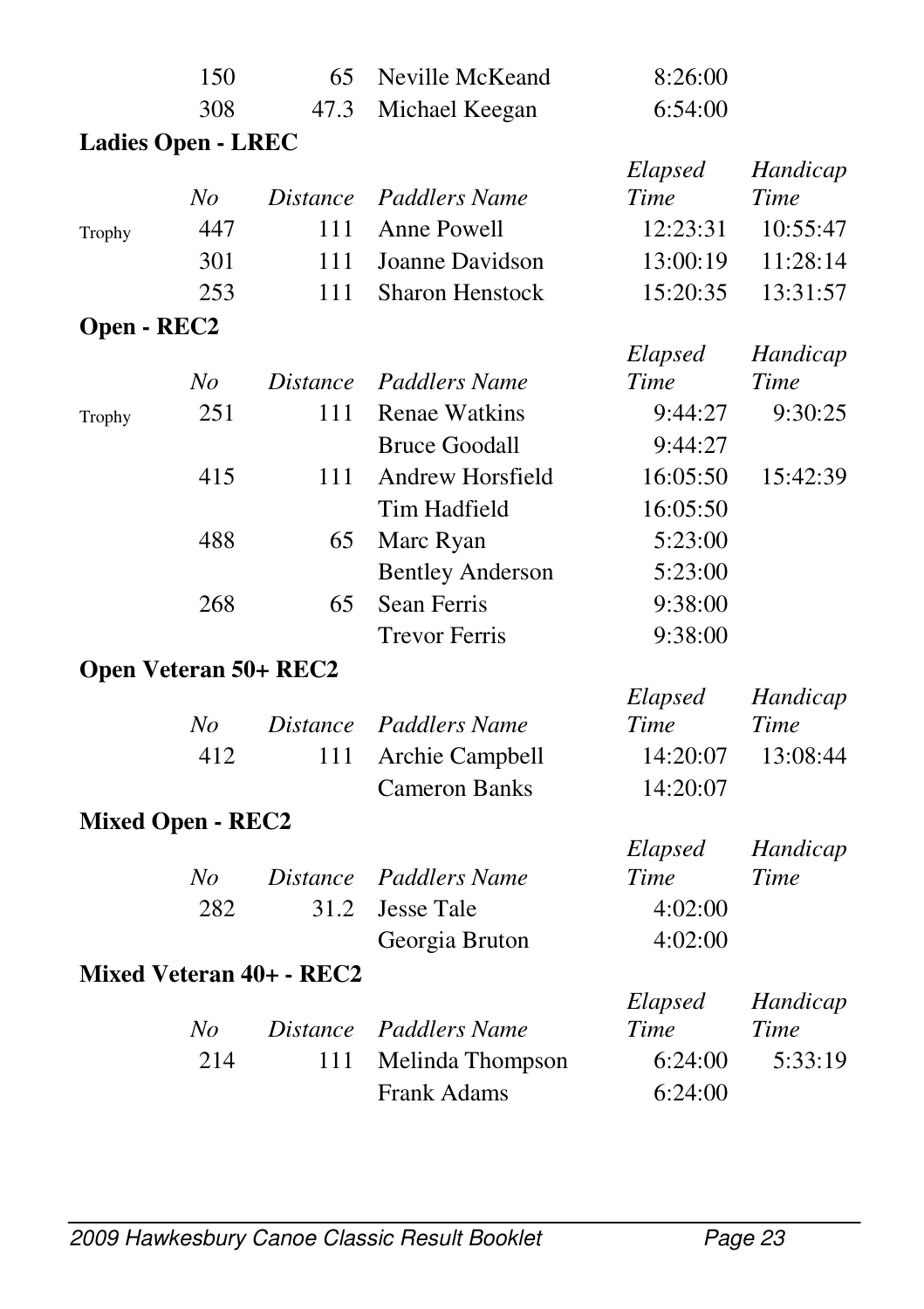| | No | Distance | Paddlers Name | Elapsed Time | Handicap Time |
|---|---|---|---|---|---|
| | 150 | 65 | Neville McKeand | 8:26:00 | |
| | 308 | 47.3 | Michael Keegan | 6:54:00 | |

**Ladies Open - LREC**

| | *No* | *Distance* | *Paddlers Name* | *Elapsed Time* | *Handicap Time* |
|---|---|---|---|---|---|
| Trophy | 447 | 111 | Anne Powell | 12:23:31 | 10:55:47 |
| | 301 | 111 | Joanne Davidson | 13:00:19 | 11:28:14 |
| | 253 | 111 | Sharon Henstock | 15:20:35 | 13:31:57 |

**Open - REC2**

| | *No* | *Distance* | *Paddlers Name* | *Elapsed Time* | *Handicap Time* |
|---|---|---|---|---|---|
| Trophy | 251 | 111 | Renae Watkins | 9:44:27 | 9:30:25 |
| | | | Bruce Goodall | 9:44:27 | |
| | 415 | 111 | Andrew Horsfield | 16:05:50 | 15:42:39 |
| | | | Tim Hadfield | 16:05:50 | |
| | 488 | 65 | Marc Ryan | 5:23:00 | |
| | | | Bentley Anderson | 5:23:00 | |
| | 268 | 65 | Sean Ferris | 9:38:00 | |
| | | | Trevor Ferris | 9:38:00 | |

**Open Veteran 50+ REC2**

| | *No* | *Distance* | *Paddlers Name* | *Elapsed Time* | *Handicap Time* |
|---|---|---|---|---|---|
| | 412 | 111 | Archie Campbell | 14:20:07 | 13:08:44 |
| | | | Cameron Banks | 14:20:07 | |

**Mixed Open - REC2**

| | *No* | *Distance* | *Paddlers Name* | *Elapsed Time* | *Handicap Time* |
|---|---|---|---|---|---|
| | 282 | 31.2 | Jesse Tale | 4:02:00 | |
| | | | Georgia Bruton | 4:02:00 | |

**Mixed Veteran 40+ - REC2**

| | *No* | *Distance* | *Paddlers Name* | *Elapsed Time* | *Handicap Time* |
|---|---|---|---|---|---|
| | 214 | 111 | Melinda Thompson | 6:24:00 | 5:33:19 |
| | | | Frank Adams | 6:24:00 | |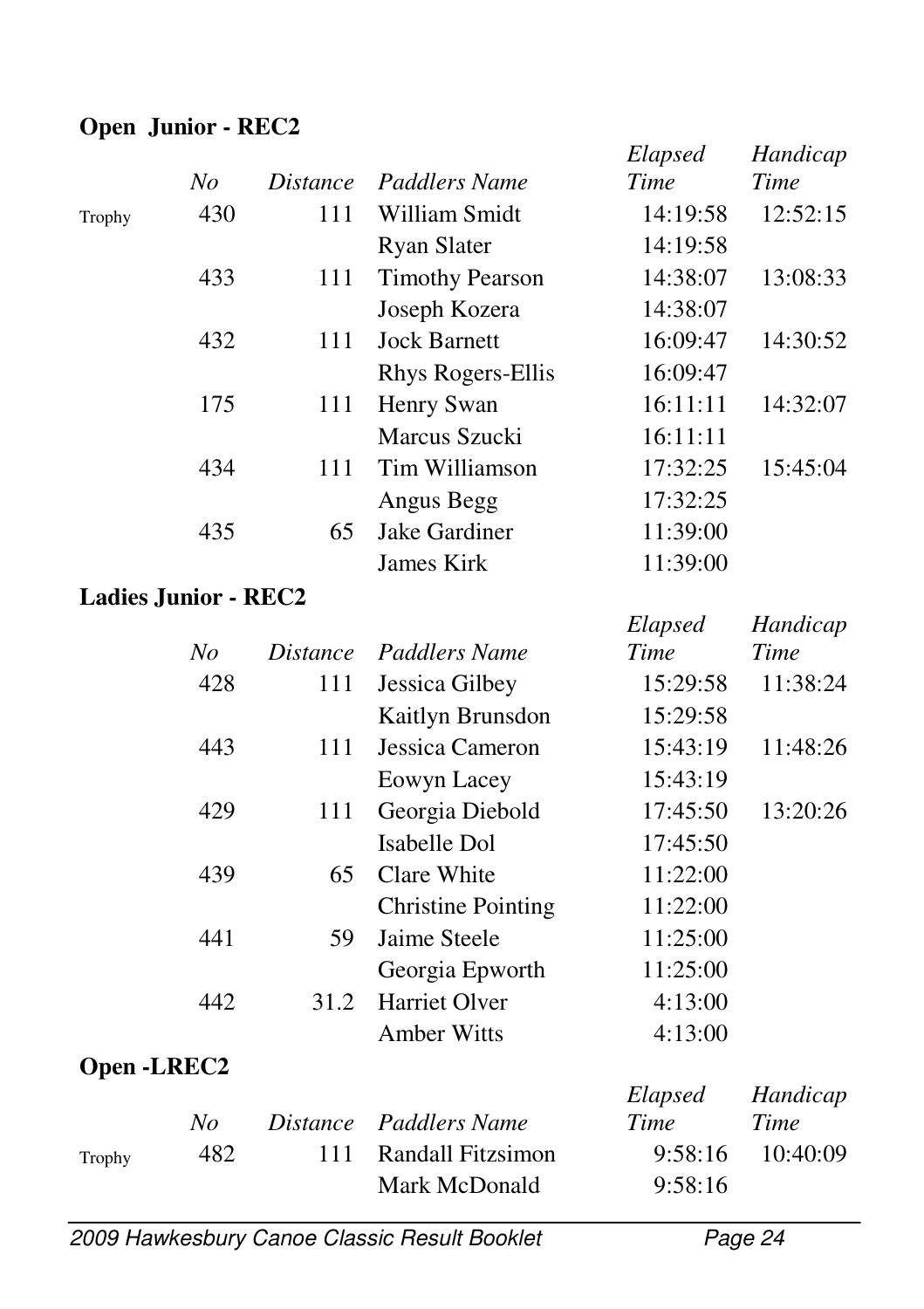## Open Junior - REC2

| | No | Distance | Paddlers Name | Elapsed Time | Handicap Time |
|---|---|---|---|---|---|
| Trophy | 430 | 111 | William Smidt | 14:19:58 | 12:52:15 |
| | | | Ryan Slater | 14:19:58 | |
| | 433 | 111 | Timothy Pearson | 14:38:07 | 13:08:33 |
| | | | Joseph Kozera | 14:38:07 | |
| | 432 | 111 | Jock Barnett | 16:09:47 | 14:30:52 |
| | | | Rhys Rogers-Ellis | 16:09:47 | |
| | 175 | 111 | Henry Swan | 16:11:11 | 14:32:07 |
| | | | Marcus Szucki | 16:11:11 | |
| | 434 | 111 | Tim Williamson | 17:32:25 | 15:45:04 |
| | | | Angus Begg | 17:32:25 | |
| | 435 | 65 | Jake Gardiner | 11:39:00 | |
| | | | James Kirk | 11:39:00 | |

## Ladies Junior - REC2

| | No | Distance | Paddlers Name | Elapsed Time | Handicap Time |
|---|---|---|---|---|---|
| | 428 | 111 | Jessica Gilbey | 15:29:58 | 11:38:24 |
| | | | Kaitlyn Brunsdon | 15:29:58 | |
| | 443 | 111 | Jessica Cameron | 15:43:19 | 11:48:26 |
| | | | Eowyn Lacey | 15:43:19 | |
| | 429 | 111 | Georgia Diebold | 17:45:50 | 13:20:26 |
| | | | Isabelle Dol | 17:45:50 | |
| | 439 | 65 | Clare White | 11:22:00 | |
| | | | Christine Pointing | 11:22:00 | |
| | 441 | 59 | Jaime Steele | 11:25:00 | |
| | | | Georgia Epworth | 11:25:00 | |
| | 442 | 31.2 | Harriet Olver | 4:13:00 | |
| | | | Amber Witts | 4:13:00 | |

## Open -LREC2

| | No | Distance | Paddlers Name | Elapsed Time | Handicap Time |
|---|---|---|---|---|---|
| Trophy | 482 | 111 | Randall Fitzsimon | 9:58:16 | 10:40:09 |
| | | | Mark McDonald | 9:58:16 | |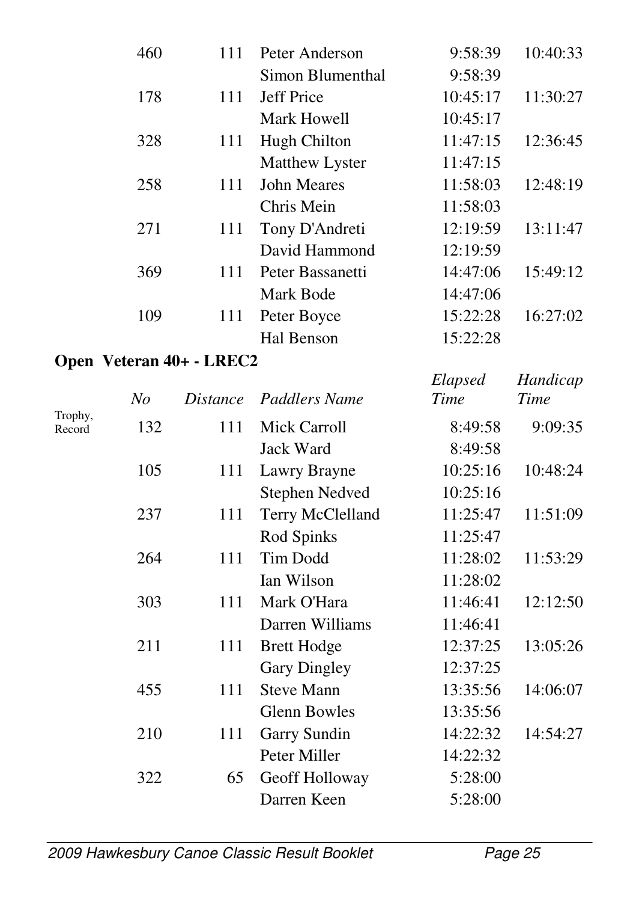| | No | Distance | Paddlers Name | Elapsed Time | Handicap Time |
|---|---|---|---|---|---|
| | 460 | 111 | Peter Anderson | 9:58:39 | 10:40:33 |
| | | | Simon Blumenthal | 9:58:39 | |
| | 178 | 111 | Jeff Price | 10:45:17 | 11:30:27 |
| | | | Mark Howell | 10:45:17 | |
| | 328 | 111 | Hugh Chilton | 11:47:15 | 12:36:45 |
| | | | Matthew Lyster | 11:47:15 | |
| | 258 | 111 | John Meares | 11:58:03 | 12:48:19 |
| | | | Chris Mein | 11:58:03 | |
| | 271 | 111 | Tony D'Andreti | 12:19:59 | 13:11:47 |
| | | | David Hammond | 12:19:59 | |
| | 369 | 111 | Peter Bassanetti | 14:47:06 | 15:49:12 |
| | | | Mark Bode | 14:47:06 | |
| | 109 | 111 | Peter Boyce | 15:22:28 | 16:27:02 |
| | | | Hal Benson | 15:22:28 | |

**Open Veteran 40+ - LREC2**

| | *No* | *Distance* | *Paddlers Name* | *Elapsed Time* | *Handicap Time* |
|---|---|---|---|---|---|
| Trophy, Record | 132 | 111 | Mick Carroll | 8:49:58 | 9:09:35 |
| | | | Jack Ward | 8:49:58 | |
| | 105 | 111 | Lawry Brayne | 10:25:16 | 10:48:24 |
| | | | Stephen Nedved | 10:25:16 | |
| | 237 | 111 | Terry McClelland | 11:25:47 | 11:51:09 |
| | | | Rod Spinks | 11:25:47 | |
| | 264 | 111 | Tim Dodd | 11:28:02 | 11:53:29 |
| | | | Ian Wilson | 11:28:02 | |
| | 303 | 111 | Mark O'Hara | 11:46:41 | 12:12:50 |
| | | | Darren Williams | 11:46:41 | |
| | 211 | 111 | Brett Hodge | 12:37:25 | 13:05:26 |
| | | | Gary Dingley | 12:37:25 | |
| | 455 | 111 | Steve Mann | 13:35:56 | 14:06:07 |
| | | | Glenn Bowles | 13:35:56 | |
| | 210 | 111 | Garry Sundin | 14:22:32 | 14:54:27 |
| | | | Peter Miller | 14:22:32 | |
| | 322 | 65 | Geoff Holloway | 5:28:00 | |
| | | | Darren Keen | 5:28:00 | |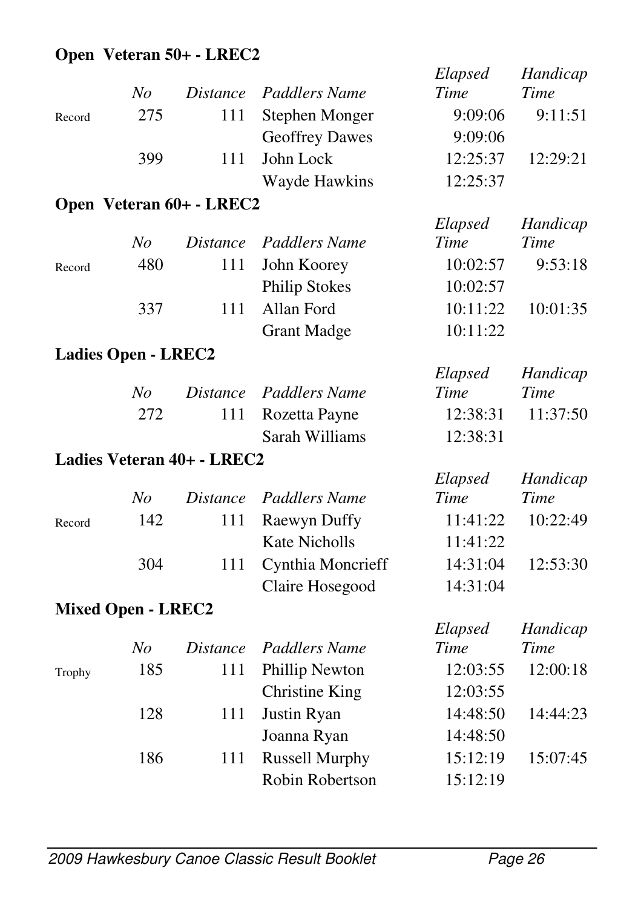### Open Veteran 50+ - LREC2

| | *No* | *Distance* | *Paddlers Name* | *Elapsed Time* | *Handicap Time* |
|---|---|---|---|---|---|
| Record | 275 | 111 | Stephen Monger | 9:09:06 | 9:11:51 |
| | | | Geoffrey Dawes | 9:09:06 | |
| | 399 | 111 | John Lock | 12:25:37 | 12:29:21 |
| | | | Wayde Hawkins | 12:25:37 | |

### Open Veteran 60+ - LREC2

| | *No* | *Distance* | *Paddlers Name* | *Elapsed Time* | *Handicap Time* |
|---|---|---|---|---|---|
| Record | 480 | 111 | John Koorey | 10:02:57 | 9:53:18 |
| | | | Philip Stokes | 10:02:57 | |
| | 337 | 111 | Allan Ford | 10:11:22 | 10:01:35 |
| | | | Grant Madge | 10:11:22 | |

### Ladies Open - LREC2

| | *No* | *Distance* | *Paddlers Name* | *Elapsed Time* | *Handicap Time* |
|---|---|---|---|---|---|
| | 272 | 111 | Rozetta Payne | 12:38:31 | 11:37:50 |
| | | | Sarah Williams | 12:38:31 | |

### Ladies Veteran 40+ - LREC2

| | *No* | *Distance* | *Paddlers Name* | *Elapsed Time* | *Handicap Time* |
|---|---|---|---|---|---|
| Record | 142 | 111 | Raewyn Duffy | 11:41:22 | 10:22:49 |
| | | | Kate Nicholls | 11:41:22 | |
| | 304 | 111 | Cynthia Moncrieff | 14:31:04 | 12:53:30 |
| | | | Claire Hosegood | 14:31:04 | |

### Mixed Open - LREC2

| | *No* | *Distance* | *Paddlers Name* | *Elapsed Time* | *Handicap Time* |
|---|---|---|---|---|---|
| Trophy | 185 | 111 | Phillip Newton | 12:03:55 | 12:00:18 |
| | | | Christine King | 12:03:55 | |
| | 128 | 111 | Justin Ryan | 14:48:50 | 14:44:23 |
| | | | Joanna Ryan | 14:48:50 | |
| | 186 | 111 | Russell Murphy | 15:12:19 | 15:07:45 |
| | | | Robin Robertson | 15:12:19 | |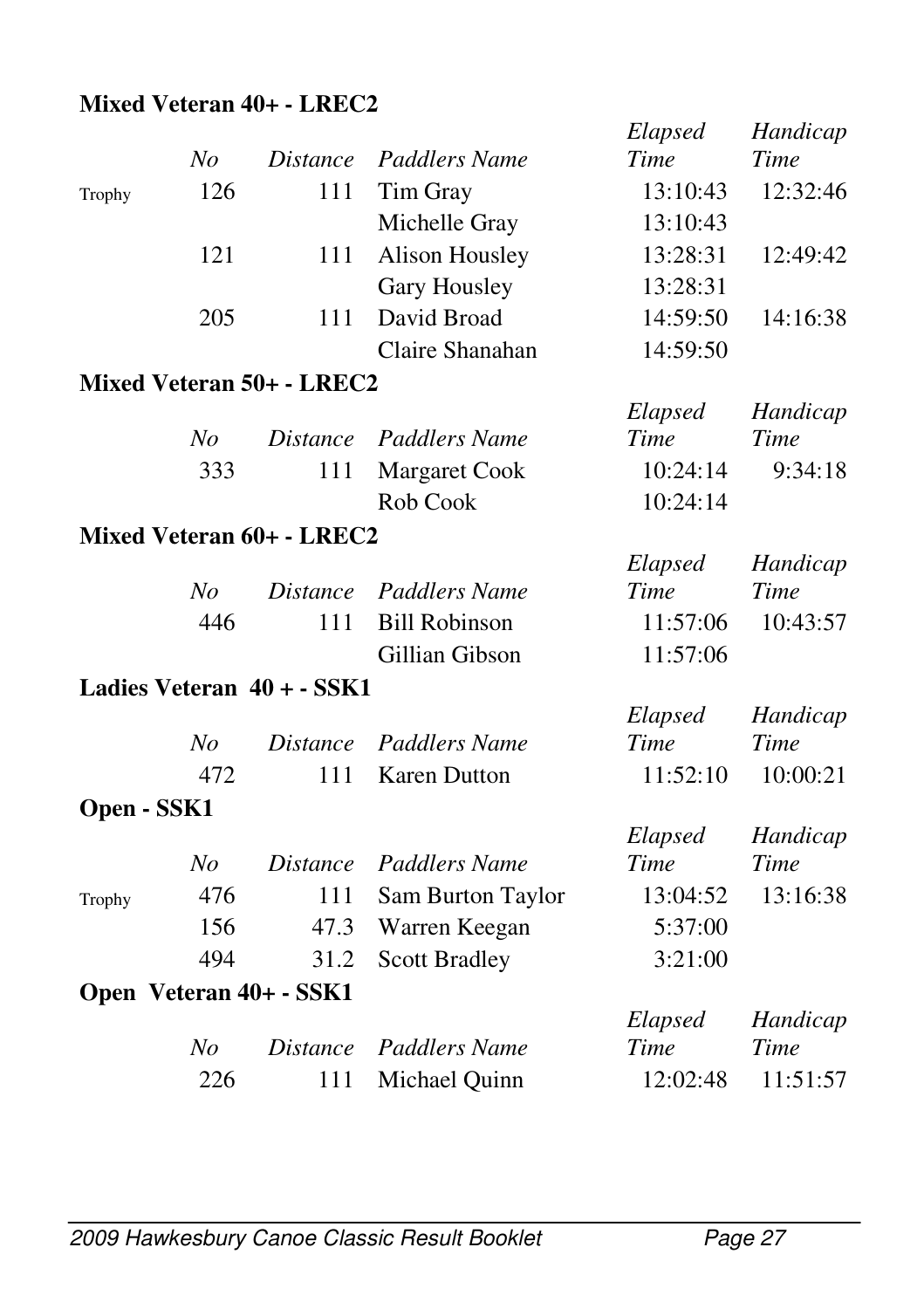**Mixed Veteran 40+ - LREC2**

| | *No* | *Distance* | *Paddlers Name* | *Elapsed Time* | *Handicap Time* |
|---|---|---|---|---|---|
| Trophy | 126 | 111 | Tim Gray | 13:10:43 | 12:32:46 |
| | | | Michelle Gray | 13:10:43 | |
| | 121 | 111 | Alison Housley | 13:28:31 | 12:49:42 |
| | | | Gary Housley | 13:28:31 | |
| | 205 | 111 | David Broad | 14:59:50 | 14:16:38 |
| | | | Claire Shanahan | 14:59:50 | |

**Mixed Veteran 50+ - LREC2**

| | *No* | *Distance* | *Paddlers Name* | *Elapsed Time* | *Handicap Time* |
|---|---|---|---|---|---|
| | 333 | 111 | Margaret Cook | 10:24:14 | 9:34:18 |
| | | | Rob Cook | 10:24:14 | |

**Mixed Veteran 60+ - LREC2**

| | *No* | *Distance* | *Paddlers Name* | *Elapsed Time* | *Handicap Time* |
|---|---|---|---|---|---|
| | 446 | 111 | Bill Robinson | 11:57:06 | 10:43:57 |
| | | | Gillian Gibson | 11:57:06 | |

**Ladies Veteran 40 + - SSK1**

| | *No* | *Distance* | *Paddlers Name* | *Elapsed Time* | *Handicap Time* |
|---|---|---|---|---|---|
| | 472 | 111 | Karen Dutton | 11:52:10 | 10:00:21 |

**Open - SSK1**

| | *No* | *Distance* | *Paddlers Name* | *Elapsed Time* | *Handicap Time* |
|---|---|---|---|---|---|
| Trophy | 476 | 111 | Sam Burton Taylor | 13:04:52 | 13:16:38 |
| | 156 | 47.3 | Warren Keegan | 5:37:00 | |
| | 494 | 31.2 | Scott Bradley | 3:21:00 | |

**Open Veteran 40+ - SSK1**

| | *No* | *Distance* | *Paddlers Name* | *Elapsed Time* | *Handicap Time* |
|---|---|---|---|---|---|
| | 226 | 111 | Michael Quinn | 12:02:48 | 11:51:57 |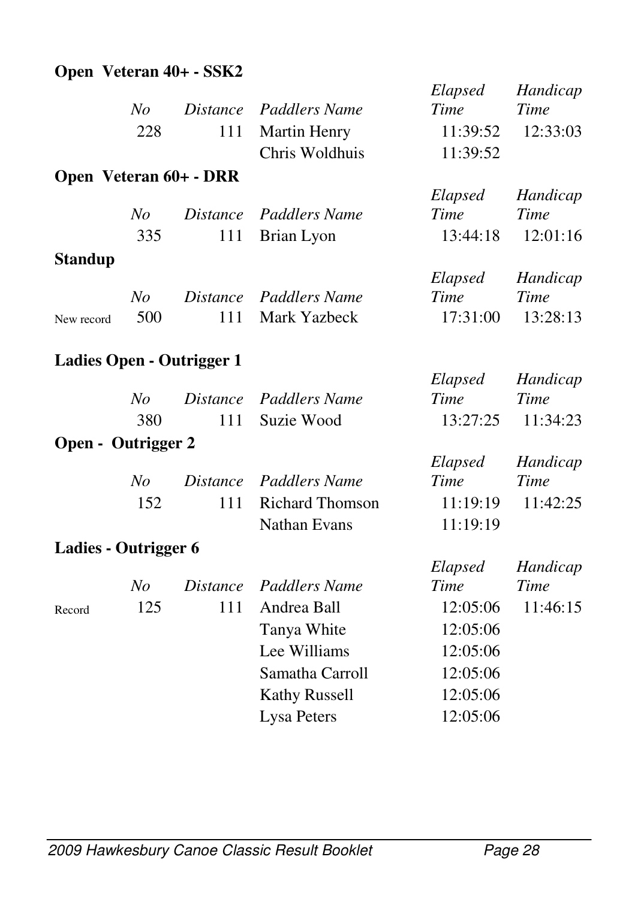### Open Veteran 40+ - SSK2

| | No | Distance | Paddlers Name | Elapsed Time | Handicap Time |
|---|---|---|---|---|---|
| | 228 | 111 | Martin Henry | 11:39:52 | 12:33:03 |
| | | | Chris Woldhuis | 11:39:52 | |

### Open Veteran 60+ - DRR

| | No | Distance | Paddlers Name | Elapsed Time | Handicap Time |
|---|---|---|---|---|---|
| | 335 | 111 | Brian Lyon | 13:44:18 | 12:01:16 |

### Standup

| | No | Distance | Paddlers Name | Elapsed Time | Handicap Time |
|---|---|---|---|---|---|
| New record | 500 | 111 | Mark Yazbeck | 17:31:00 | 13:28:13 |

### Ladies Open - Outrigger 1

| | No | Distance | Paddlers Name | Elapsed Time | Handicap Time |
|---|---|---|---|---|---|
| | 380 | 111 | Suzie Wood | 13:27:25 | 11:34:23 |

### Open - Outrigger 2

| | No | Distance | Paddlers Name | Elapsed Time | Handicap Time |
|---|---|---|---|---|---|
| | 152 | 111 | Richard Thomson | 11:19:19 | 11:42:25 |
| | | | Nathan Evans | 11:19:19 | |

### Ladies - Outrigger 6

| | No | Distance | Paddlers Name | Elapsed Time | Handicap Time |
|---|---|---|---|---|---|
| Record | 125 | 111 | Andrea Ball | 12:05:06 | 11:46:15 |
| | | | Tanya White | 12:05:06 | |
| | | | Lee Williams | 12:05:06 | |
| | | | Samatha Carroll | 12:05:06 | |
| | | | Kathy Russell | 12:05:06 | |
| | | | Lysa Peters | 12:05:06 | |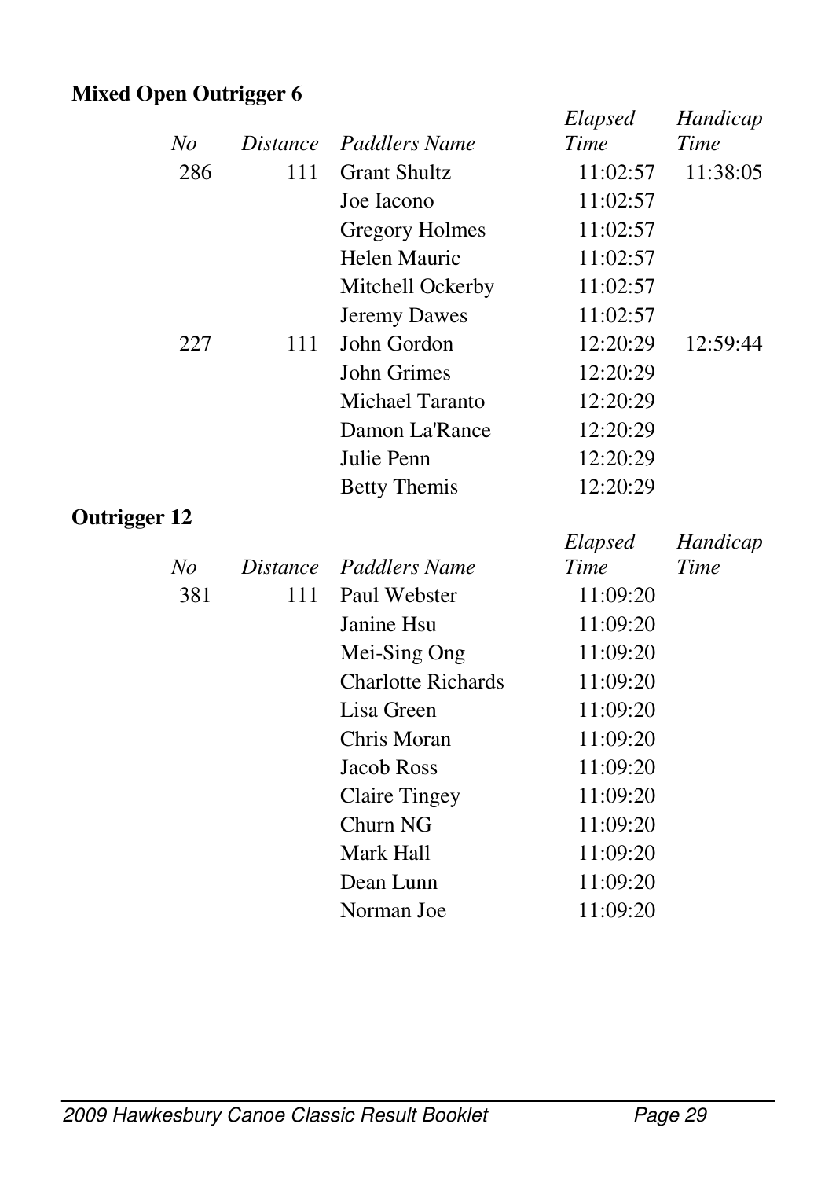**Mixed Open Outrigger 6**

| *No* | *Distance* | *Paddlers Name* | *Elapsed Time* | *Handicap Time* |
|---|---|---|---|---|
| 286 | 111 | Grant Shultz | 11:02:57 | 11:38:05 |
| | | Joe Iacono | 11:02:57 | |
| | | Gregory Holmes | 11:02:57 | |
| | | Helen Mauric | 11:02:57 | |
| | | Mitchell Ockerby | 11:02:57 | |
| | | Jeremy Dawes | 11:02:57 | |
| 227 | 111 | John Gordon | 12:20:29 | 12:59:44 |
| | | John Grimes | 12:20:29 | |
| | | Michael Taranto | 12:20:29 | |
| | | Damon La'Rance | 12:20:29 | |
| | | Julie Penn | 12:20:29 | |
| | | Betty Themis | 12:20:29 | |

**Outrigger 12**

| *No* | *Distance* | *Paddlers Name* | *Elapsed Time* | *Handicap Time* |
|---|---|---|---|---|
| 381 | 111 | Paul Webster | 11:09:20 | |
| | | Janine Hsu | 11:09:20 | |
| | | Mei-Sing Ong | 11:09:20 | |
| | | Charlotte Richards | 11:09:20 | |
| | | Lisa Green | 11:09:20 | |
| | | Chris Moran | 11:09:20 | |
| | | Jacob Ross | 11:09:20 | |
| | | Claire Tingey | 11:09:20 | |
| | | Churn NG | 11:09:20 | |
| | | Mark Hall | 11:09:20 | |
| | | Dean Lunn | 11:09:20 | |
| | | Norman Joe | 11:09:20 | |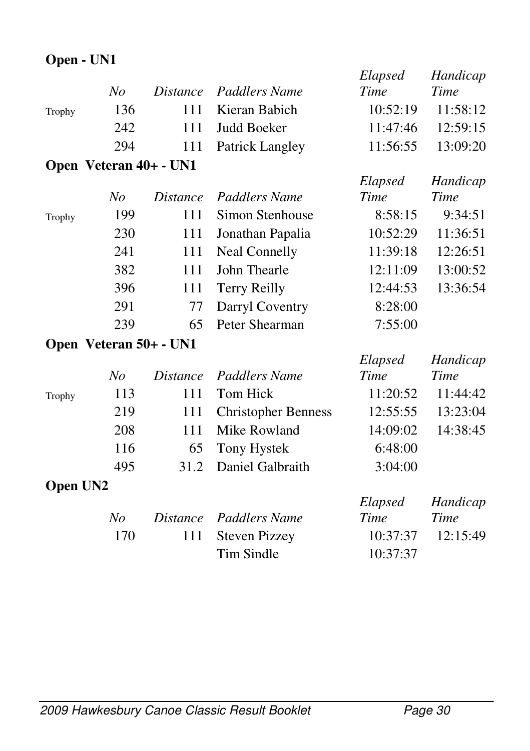**Open - UN1**

| | No | Distance | Paddlers Name | Elapsed Time | Handicap Time |
|---|---|---|---|---|---|
| Trophy | 136 | 111 | Kieran Babich | 10:52:19 | 11:58:12 |
| | 242 | 111 | Judd Boeker | 11:47:46 | 12:59:15 |
| | 294 | 111 | Patrick Langley | 11:56:55 | 13:09:20 |

**Open Veteran 40+ - UN1**

| | No | Distance | Paddlers Name | Elapsed Time | Handicap Time |
|---|---|---|---|---|---|
| Trophy | 199 | 111 | Simon Stenhouse | 8:58:15 | 9:34:51 |
| | 230 | 111 | Jonathan Papalia | 10:52:29 | 11:36:51 |
| | 241 | 111 | Neal Connelly | 11:39:18 | 12:26:51 |
| | 382 | 111 | John Thearle | 12:11:09 | 13:00:52 |
| | 396 | 111 | Terry Reilly | 12:44:53 | 13:36:54 |
| | 291 | 77 | Darryl Coventry | 8:28:00 | |
| | 239 | 65 | Peter Shearman | 7:55:00 | |

**Open Veteran 50+ - UN1**

| | No | Distance | Paddlers Name | Elapsed Time | Handicap Time |
|---|---|---|---|---|---|
| Trophy | 113 | 111 | Tom Hick | 11:20:52 | 11:44:42 |
| | 219 | 111 | Christopher Benness | 12:55:55 | 13:23:04 |
| | 208 | 111 | Mike Rowland | 14:09:02 | 14:38:45 |
| | 116 | 65 | Tony Hystek | 6:48:00 | |
| | 495 | 31.2 | Daniel Galbraith | 3:04:00 | |

**Open UN2**

| | No | Distance | Paddlers Name | Elapsed Time | Handicap Time |
|---|---|---|---|---|---|
| | 170 | 111 | Steven Pizzey | 10:37:37 | 12:15:49 |
| | | | Tim Sindle | 10:37:37 | |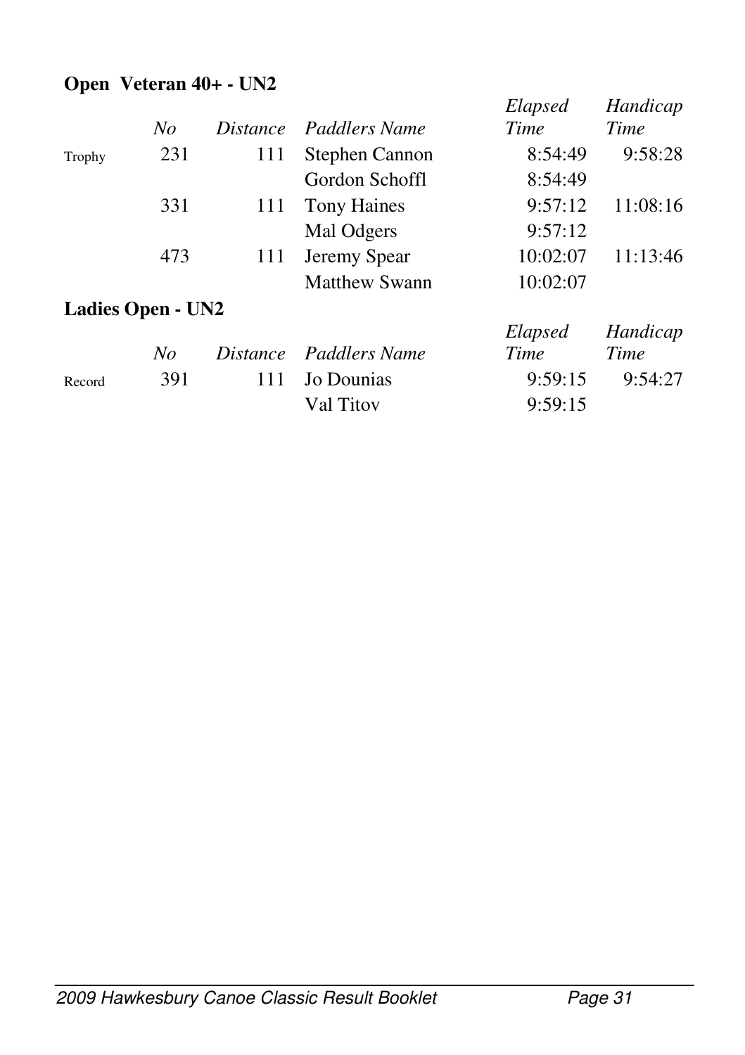## Open Veteran 40+ - UN2

| | *No* | *Distance* | *Paddlers Name* | *Elapsed Time* | *Handicap Time* |
|---|---|---|---|---|---|
| Trophy | 231 | 111 | Stephen Cannon | 8:54:49 | 9:58:28 |
| | | | Gordon Schoffl | 8:54:49 | |
| | 331 | 111 | Tony Haines | 9:57:12 | 11:08:16 |
| | | | Mal Odgers | 9:57:12 | |
| | 473 | 111 | Jeremy Spear | 10:02:07 | 11:13:46 |
| | | | Matthew Swann | 10:02:07 | |

## Ladies Open - UN2

| | *No* | *Distance* | *Paddlers Name* | *Elapsed Time* | *Handicap Time* |
|---|---|---|---|---|---|
| Record | 391 | 111 | Jo Dounias | 9:59:15 | 9:54:27 |
| | | | Val Titov | 9:59:15 | |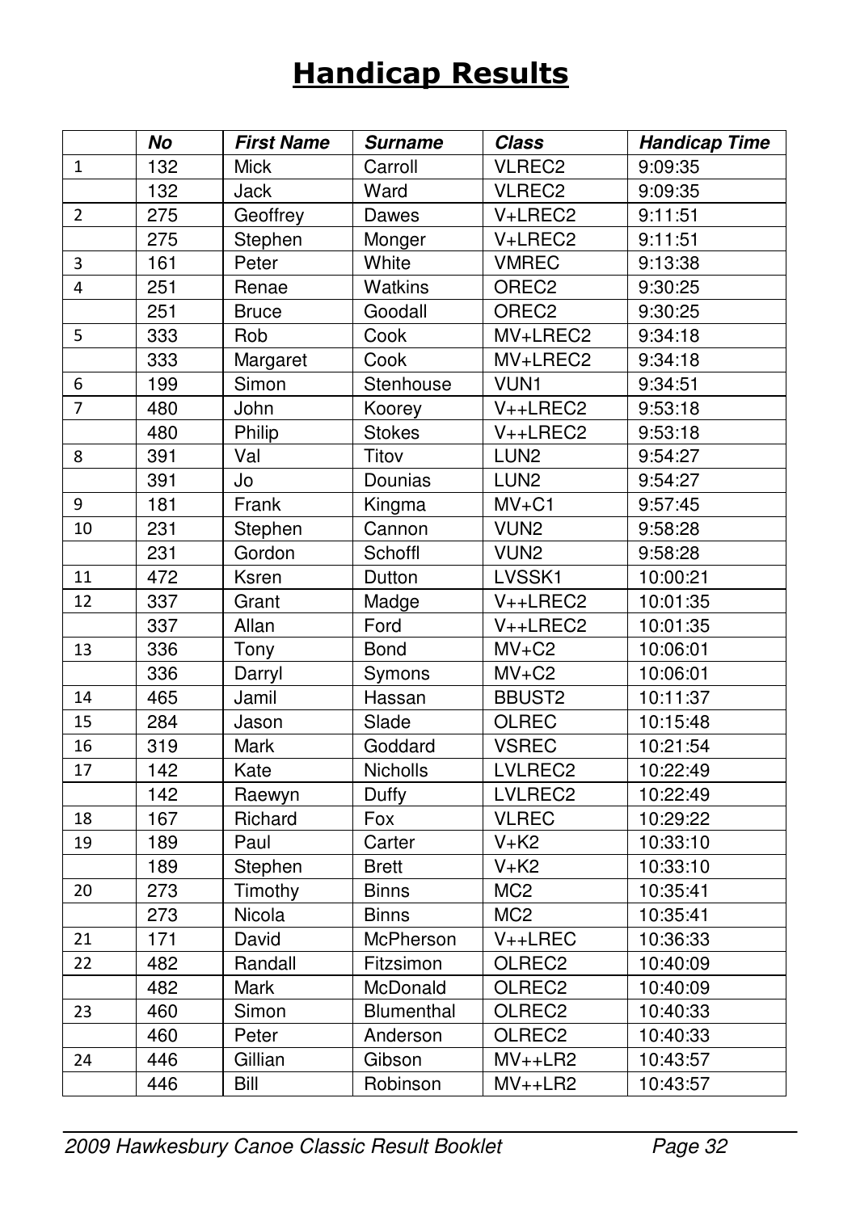# Handicap Results

| | No | First Name | Surname | Class | Handicap Time |
|---|---|---|---|---|---|
| 1 | 132 | Mick | Carroll | VLREC2 | 9:09:35 |
| | 132 | Jack | Ward | VLREC2 | 9:09:35 |
| 2 | 275 | Geoffrey | Dawes | V+LREC2 | 9:11:51 |
| | 275 | Stephen | Monger | V+LREC2 | 9:11:51 |
| 3 | 161 | Peter | White | VMREC | 9:13:38 |
| 4 | 251 | Renae | Watkins | OREC2 | 9:30:25 |
| | 251 | Bruce | Goodall | OREC2 | 9:30:25 |
| 5 | 333 | Rob | Cook | MV+LREC2 | 9:34:18 |
| | 333 | Margaret | Cook | MV+LREC2 | 9:34:18 |
| 6 | 199 | Simon | Stenhouse | VUN1 | 9:34:51 |
| 7 | 480 | John | Koorey | V++LREC2 | 9:53:18 |
| | 480 | Philip | Stokes | V++LREC2 | 9:53:18 |
| 8 | 391 | Val | Titov | LUN2 | 9:54:27 |
| | 391 | Jo | Dounias | LUN2 | 9:54:27 |
| 9 | 181 | Frank | Kingma | MV+C1 | 9:57:45 |
| 10 | 231 | Stephen | Cannon | VUN2 | 9:58:28 |
| | 231 | Gordon | Schoffl | VUN2 | 9:58:28 |
| 11 | 472 | Ksren | Dutton | LVSSK1 | 10:00:21 |
| 12 | 337 | Grant | Madge | V++LREC2 | 10:01:35 |
| | 337 | Allan | Ford | V++LREC2 | 10:01:35 |
| 13 | 336 | Tony | Bond | MV+C2 | 10:06:01 |
| | 336 | Darryl | Symons | MV+C2 | 10:06:01 |
| 14 | 465 | Jamil | Hassan | BBUST2 | 10:11:37 |
| 15 | 284 | Jason | Slade | OLREC | 10:15:48 |
| 16 | 319 | Mark | Goddard | VSREC | 10:21:54 |
| 17 | 142 | Kate | Nicholls | LVLREC2 | 10:22:49 |
| | 142 | Raewyn | Duffy | LVLREC2 | 10:22:49 |
| 18 | 167 | Richard | Fox | VLREC | 10:29:22 |
| 19 | 189 | Paul | Carter | V+K2 | 10:33:10 |
| | 189 | Stephen | Brett | V+K2 | 10:33:10 |
| 20 | 273 | Timothy | Binns | MC2 | 10:35:41 |
| | 273 | Nicola | Binns | MC2 | 10:35:41 |
| 21 | 171 | David | McPherson | V++LREC | 10:36:33 |
| 22 | 482 | Randall | Fitzsimon | OLREC2 | 10:40:09 |
| | 482 | Mark | McDonald | OLREC2 | 10:40:09 |
| 23 | 460 | Simon | Blumenthal | OLREC2 | 10:40:33 |
| | 460 | Peter | Anderson | OLREC2 | 10:40:33 |
| 24 | 446 | Gillian | Gibson | MV++LR2 | 10:43:57 |
| | 446 | Bill | Robinson | MV++LR2 | 10:43:57 |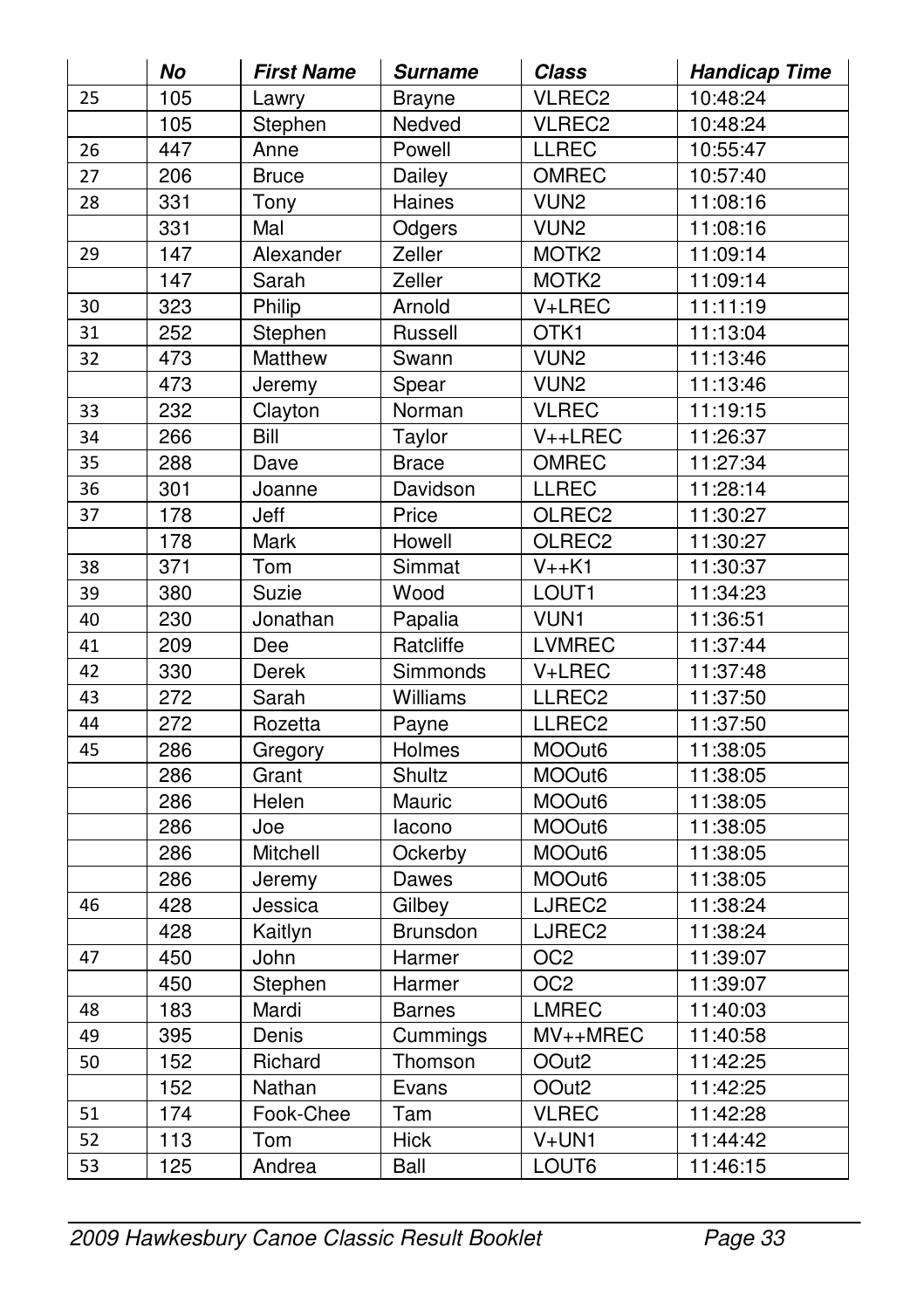| | No | First Name | Surname | Class | Handicap Time |
|---|---|---|---|---|---|
| 25 | 105 | Lawry | Brayne | VLREC2 | 10:48:24 |
| | 105 | Stephen | Nedved | VLREC2 | 10:48:24 |
| 26 | 447 | Anne | Powell | LLREC | 10:55:47 |
| 27 | 206 | Bruce | Dailey | OMREC | 10:57:40 |
| 28 | 331 | Tony | Haines | VUN2 | 11:08:16 |
| | 331 | Mal | Odgers | VUN2 | 11:08:16 |
| 29 | 147 | Alexander | Zeller | MOTK2 | 11:09:14 |
| | 147 | Sarah | Zeller | MOTK2 | 11:09:14 |
| 30 | 323 | Philip | Arnold | V+LREC | 11:11:19 |
| 31 | 252 | Stephen | Russell | OTK1 | 11:13:04 |
| 32 | 473 | Matthew | Swann | VUN2 | 11:13:46 |
| | 473 | Jeremy | Spear | VUN2 | 11:13:46 |
| 33 | 232 | Clayton | Norman | VLREC | 11:19:15 |
| 34 | 266 | Bill | Taylor | V++LREC | 11:26:37 |
| 35 | 288 | Dave | Brace | OMREC | 11:27:34 |
| 36 | 301 | Joanne | Davidson | LLREC | 11:28:14 |
| 37 | 178 | Jeff | Price | OLREC2 | 11:30:27 |
| | 178 | Mark | Howell | OLREC2 | 11:30:27 |
| 38 | 371 | Tom | Simmat | V++K1 | 11:30:37 |
| 39 | 380 | Suzie | Wood | LOUT1 | 11:34:23 |
| 40 | 230 | Jonathan | Papalia | VUN1 | 11:36:51 |
| 41 | 209 | Dee | Ratcliffe | LVMREC | 11:37:44 |
| 42 | 330 | Derek | Simmonds | V+LREC | 11:37:48 |
| 43 | 272 | Sarah | Williams | LLREC2 | 11:37:50 |
| 44 | 272 | Rozetta | Payne | LLREC2 | 11:37:50 |
| 45 | 286 | Gregory | Holmes | MOOut6 | 11:38:05 |
| | 286 | Grant | Shultz | MOOut6 | 11:38:05 |
| | 286 | Helen | Mauric | MOOut6 | 11:38:05 |
| | 286 | Joe | Iacono | MOOut6 | 11:38:05 |
| | 286 | Mitchell | Ockerby | MOOut6 | 11:38:05 |
| | 286 | Jeremy | Dawes | MOOut6 | 11:38:05 |
| 46 | 428 | Jessica | Gilbey | LJREC2 | 11:38:24 |
| | 428 | Kaitlyn | Brunsdon | LJREC2 | 11:38:24 |
| 47 | 450 | John | Harmer | OC2 | 11:39:07 |
| | 450 | Stephen | Harmer | OC2 | 11:39:07 |
| 48 | 183 | Mardi | Barnes | LMREC | 11:40:03 |
| 49 | 395 | Denis | Cummings | MV++MREC | 11:40:58 |
| 50 | 152 | Richard | Thomson | OOut2 | 11:42:25 |
| | 152 | Nathan | Evans | OOut2 | 11:42:25 |
| 51 | 174 | Fook-Chee | Tam | VLREC | 11:42:28 |
| 52 | 113 | Tom | Hick | V+UN1 | 11:44:42 |
| 53 | 125 | Andrea | Ball | LOUT6 | 11:46:15 |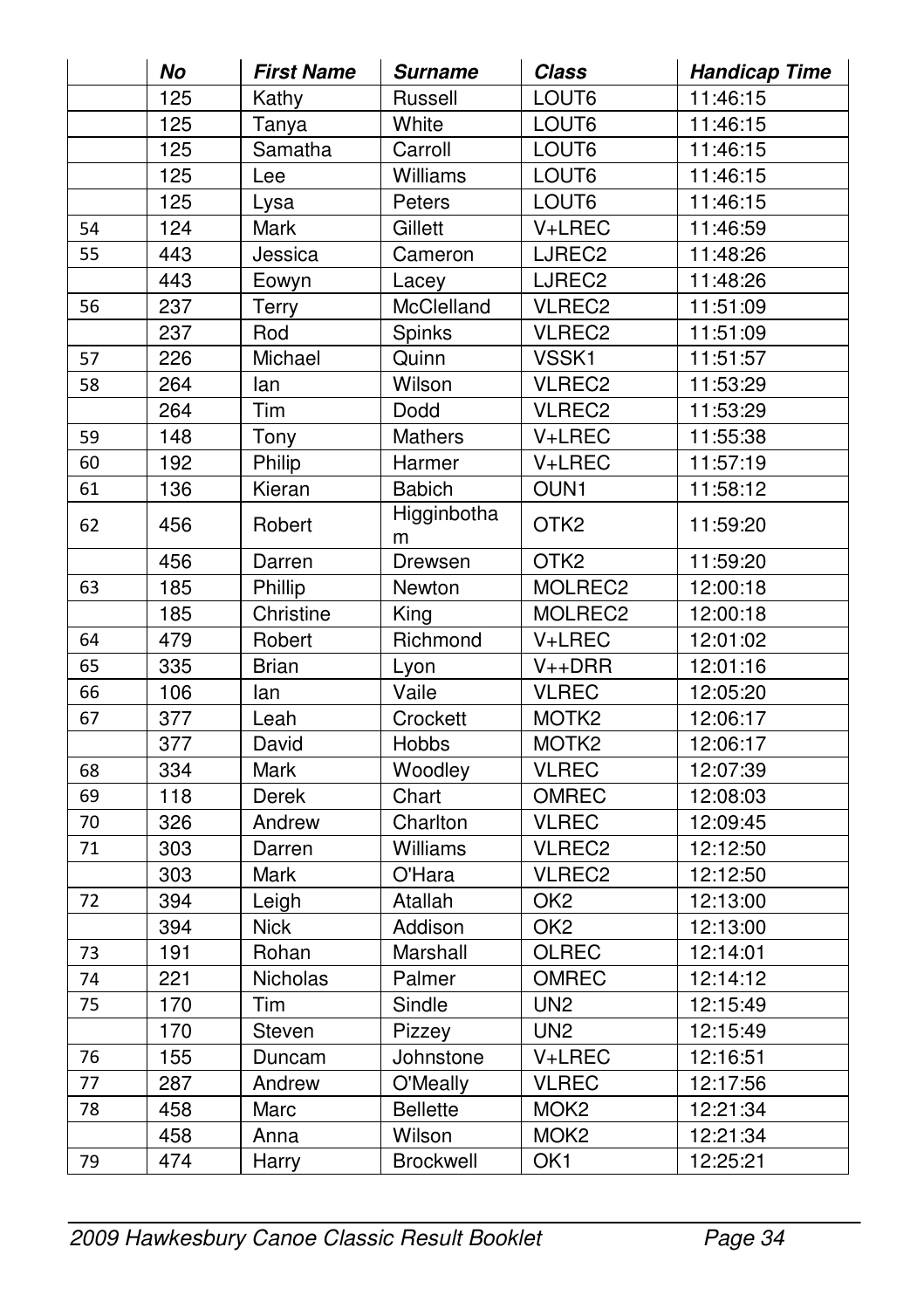|  | No | First Name | Surname | Class | Handicap Time |
|---|---|---|---|---|---|
|  | 125 | Kathy | Russell | LOUT6 | 11:46:15 |
|  | 125 | Tanya | White | LOUT6 | 11:46:15 |
|  | 125 | Samatha | Carroll | LOUT6 | 11:46:15 |
|  | 125 | Lee | Williams | LOUT6 | 11:46:15 |
|  | 125 | Lysa | Peters | LOUT6 | 11:46:15 |
| 54 | 124 | Mark | Gillett | V+LREC | 11:46:59 |
| 55 | 443 | Jessica | Cameron | LJREC2 | 11:48:26 |
|  | 443 | Eowyn | Lacey | LJREC2 | 11:48:26 |
| 56 | 237 | Terry | McClelland | VLREC2 | 11:51:09 |
|  | 237 | Rod | Spinks | VLREC2 | 11:51:09 |
| 57 | 226 | Michael | Quinn | VSSK1 | 11:51:57 |
| 58 | 264 | Ian | Wilson | VLREC2 | 11:53:29 |
|  | 264 | Tim | Dodd | VLREC2 | 11:53:29 |
| 59 | 148 | Tony | Mathers | V+LREC | 11:55:38 |
| 60 | 192 | Philip | Harmer | V+LREC | 11:57:19 |
| 61 | 136 | Kieran | Babich | OUN1 | 11:58:12 |
| 62 | 456 | Robert | Higginbotham | OTK2 | 11:59:20 |
|  | 456 | Darren | Drewsen | OTK2 | 11:59:20 |
| 63 | 185 | Phillip | Newton | MOLREC2 | 12:00:18 |
|  | 185 | Christine | King | MOLREC2 | 12:00:18 |
| 64 | 479 | Robert | Richmond | V+LREC | 12:01:02 |
| 65 | 335 | Brian | Lyon | V++DRR | 12:01:16 |
| 66 | 106 | Ian | Vaile | VLREC | 12:05:20 |
| 67 | 377 | Leah | Crockett | MOTK2 | 12:06:17 |
|  | 377 | David | Hobbs | MOTK2 | 12:06:17 |
| 68 | 334 | Mark | Woodley | VLREC | 12:07:39 |
| 69 | 118 | Derek | Chart | OMREC | 12:08:03 |
| 70 | 326 | Andrew | Charlton | VLREC | 12:09:45 |
| 71 | 303 | Darren | Williams | VLREC2 | 12:12:50 |
|  | 303 | Mark | O'Hara | VLREC2 | 12:12:50 |
| 72 | 394 | Leigh | Atallah | OK2 | 12:13:00 |
|  | 394 | Nick | Addison | OK2 | 12:13:00 |
| 73 | 191 | Rohan | Marshall | OLREC | 12:14:01 |
| 74 | 221 | Nicholas | Palmer | OMREC | 12:14:12 |
| 75 | 170 | Tim | Sindle | UN2 | 12:15:49 |
|  | 170 | Steven | Pizzey | UN2 | 12:15:49 |
| 76 | 155 | Duncam | Johnstone | V+LREC | 12:16:51 |
| 77 | 287 | Andrew | O'Meally | VLREC | 12:17:56 |
| 78 | 458 | Marc | Bellette | MOK2 | 12:21:34 |
|  | 458 | Anna | Wilson | MOK2 | 12:21:34 |
| 79 | 474 | Harry | Brockwell | OK1 | 12:25:21 |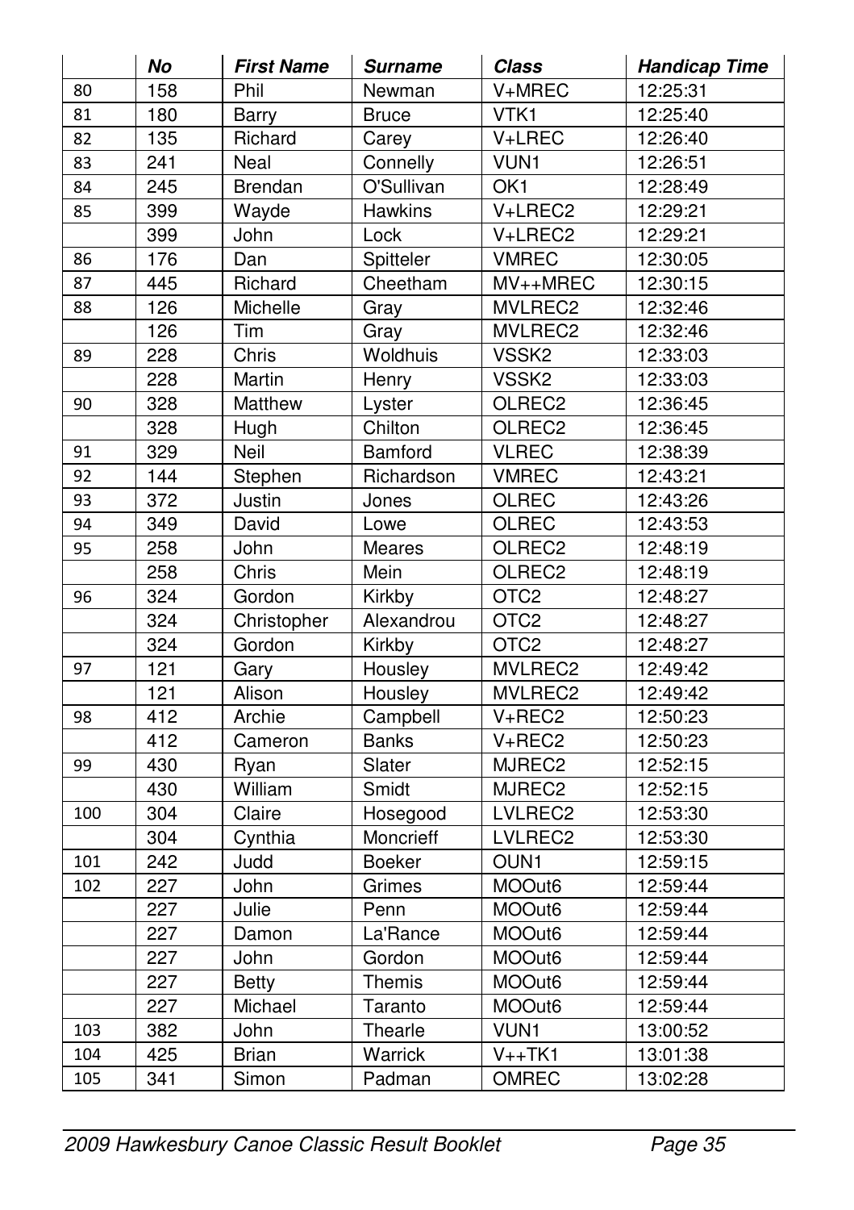| | No | First Name | Surname | Class | Handicap Time |
|---|---|---|---|---|---|
| 80 | 158 | Phil | Newman | V+MREC | 12:25:31 |
| 81 | 180 | Barry | Bruce | VTK1 | 12:25:40 |
| 82 | 135 | Richard | Carey | V+LREC | 12:26:40 |
| 83 | 241 | Neal | Connelly | VUN1 | 12:26:51 |
| 84 | 245 | Brendan | O'Sullivan | OK1 | 12:28:49 |
| 85 | 399 | Wayde | Hawkins | V+LREC2 | 12:29:21 |
| | 399 | John | Lock | V+LREC2 | 12:29:21 |
| 86 | 176 | Dan | Spitteler | VMREC | 12:30:05 |
| 87 | 445 | Richard | Cheetham | MV++MREC | 12:30:15 |
| 88 | 126 | Michelle | Gray | MVLREC2 | 12:32:46 |
| | 126 | Tim | Gray | MVLREC2 | 12:32:46 |
| 89 | 228 | Chris | Woldhuis | VSSK2 | 12:33:03 |
| | 228 | Martin | Henry | VSSK2 | 12:33:03 |
| 90 | 328 | Matthew | Lyster | OLREC2 | 12:36:45 |
| | 328 | Hugh | Chilton | OLREC2 | 12:36:45 |
| 91 | 329 | Neil | Bamford | VLREC | 12:38:39 |
| 92 | 144 | Stephen | Richardson | VMREC | 12:43:21 |
| 93 | 372 | Justin | Jones | OLREC | 12:43:26 |
| 94 | 349 | David | Lowe | OLREC | 12:43:53 |
| 95 | 258 | John | Meares | OLREC2 | 12:48:19 |
| | 258 | Chris | Mein | OLREC2 | 12:48:19 |
| 96 | 324 | Gordon | Kirkby | OTC2 | 12:48:27 |
| | 324 | Christopher | Alexandrou | OTC2 | 12:48:27 |
| | 324 | Gordon | Kirkby | OTC2 | 12:48:27 |
| 97 | 121 | Gary | Housley | MVLREC2 | 12:49:42 |
| | 121 | Alison | Housley | MVLREC2 | 12:49:42 |
| 98 | 412 | Archie | Campbell | V+REC2 | 12:50:23 |
| | 412 | Cameron | Banks | V+REC2 | 12:50:23 |
| 99 | 430 | Ryan | Slater | MJREC2 | 12:52:15 |
| | 430 | William | Smidt | MJREC2 | 12:52:15 |
| 100 | 304 | Claire | Hosegood | LVLREC2 | 12:53:30 |
| | 304 | Cynthia | Moncrieff | LVLREC2 | 12:53:30 |
| 101 | 242 | Judd | Boeker | OUN1 | 12:59:15 |
| 102 | 227 | John | Grimes | MOOut6 | 12:59:44 |
| | 227 | Julie | Penn | MOOut6 | 12:59:44 |
| | 227 | Damon | La'Rance | MOOut6 | 12:59:44 |
| | 227 | John | Gordon | MOOut6 | 12:59:44 |
| | 227 | Betty | Themis | MOOut6 | 12:59:44 |
| | 227 | Michael | Taranto | MOOut6 | 12:59:44 |
| 103 | 382 | John | Thearle | VUN1 | 13:00:52 |
| 104 | 425 | Brian | Warrick | V++TK1 | 13:01:38 |
| 105 | 341 | Simon | Padman | OMREC | 13:02:28 |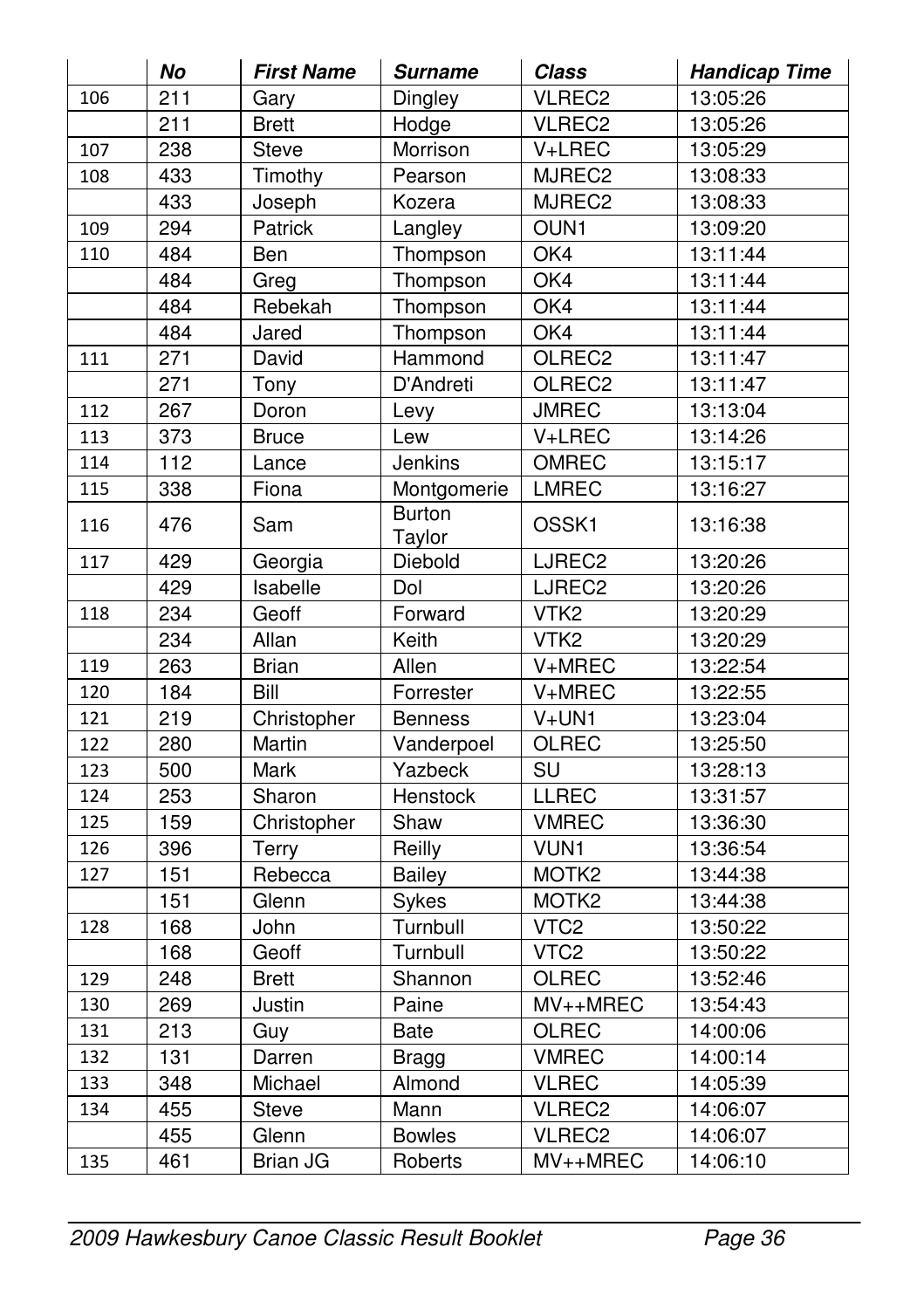| | No | First Name | Surname | Class | Handicap Time |
|---|---|---|---|---|---|
| 106 | 211 | Gary | Dingley | VLREC2 | 13:05:26 |
| | 211 | Brett | Hodge | VLREC2 | 13:05:26 |
| 107 | 238 | Steve | Morrison | V+LREC | 13:05:29 |
| 108 | 433 | Timothy | Pearson | MJREC2 | 13:08:33 |
| | 433 | Joseph | Kozera | MJREC2 | 13:08:33 |
| 109 | 294 | Patrick | Langley | OUN1 | 13:09:20 |
| 110 | 484 | Ben | Thompson | OK4 | 13:11:44 |
| | 484 | Greg | Thompson | OK4 | 13:11:44 |
| | 484 | Rebekah | Thompson | OK4 | 13:11:44 |
| | 484 | Jared | Thompson | OK4 | 13:11:44 |
| 111 | 271 | David | Hammond | OLREC2 | 13:11:47 |
| | 271 | Tony | D'Andreti | OLREC2 | 13:11:47 |
| 112 | 267 | Doron | Levy | JMREC | 13:13:04 |
| 113 | 373 | Bruce | Lew | V+LREC | 13:14:26 |
| 114 | 112 | Lance | Jenkins | OMREC | 13:15:17 |
| 115 | 338 | Fiona | Montgomerie | LMREC | 13:16:27 |
| 116 | 476 | Sam | Burton Taylor | OSSK1 | 13:16:38 |
| 117 | 429 | Georgia | Diebold | LJREC2 | 13:20:26 |
| | 429 | Isabelle | Dol | LJREC2 | 13:20:26 |
| 118 | 234 | Geoff | Forward | VTK2 | 13:20:29 |
| | 234 | Allan | Keith | VTK2 | 13:20:29 |
| 119 | 263 | Brian | Allen | V+MREC | 13:22:54 |
| 120 | 184 | Bill | Forrester | V+MREC | 13:22:55 |
| 121 | 219 | Christopher | Benness | V+UN1 | 13:23:04 |
| 122 | 280 | Martin | Vanderpoel | OLREC | 13:25:50 |
| 123 | 500 | Mark | Yazbeck | SU | 13:28:13 |
| 124 | 253 | Sharon | Henstock | LLREC | 13:31:57 |
| 125 | 159 | Christopher | Shaw | VMREC | 13:36:30 |
| 126 | 396 | Terry | Reilly | VUN1 | 13:36:54 |
| 127 | 151 | Rebecca | Bailey | MOTK2 | 13:44:38 |
| | 151 | Glenn | Sykes | MOTK2 | 13:44:38 |
| 128 | 168 | John | Turnbull | VTC2 | 13:50:22 |
| | 168 | Geoff | Turnbull | VTC2 | 13:50:22 |
| 129 | 248 | Brett | Shannon | OLREC | 13:52:46 |
| 130 | 269 | Justin | Paine | MV++MREC | 13:54:43 |
| 131 | 213 | Guy | Bate | OLREC | 14:00:06 |
| 132 | 131 | Darren | Bragg | VMREC | 14:00:14 |
| 133 | 348 | Michael | Almond | VLREC | 14:05:39 |
| 134 | 455 | Steve | Mann | VLREC2 | 14:06:07 |
| | 455 | Glenn | Bowles | VLREC2 | 14:06:07 |
| 135 | 461 | Brian JG | Roberts | MV++MREC | 14:06:10 |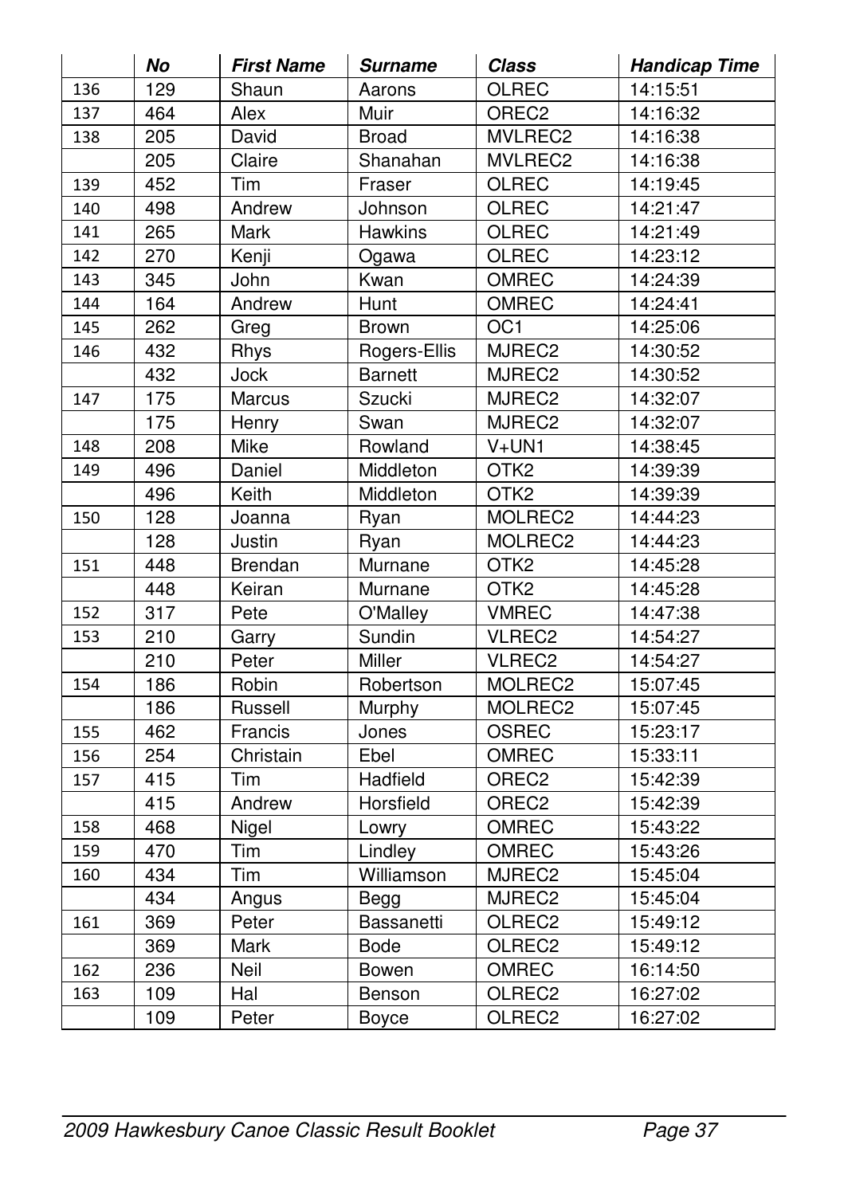| | No | First Name | Surname | Class | Handicap Time |
|---|---|---|---|---|---|
| 136 | 129 | Shaun | Aarons | OLREC | 14:15:51 |
| 137 | 464 | Alex | Muir | OREC2 | 14:16:32 |
| 138 | 205 | David | Broad | MVLREC2 | 14:16:38 |
| | 205 | Claire | Shanahan | MVLREC2 | 14:16:38 |
| 139 | 452 | Tim | Fraser | OLREC | 14:19:45 |
| 140 | 498 | Andrew | Johnson | OLREC | 14:21:47 |
| 141 | 265 | Mark | Hawkins | OLREC | 14:21:49 |
| 142 | 270 | Kenji | Ogawa | OLREC | 14:23:12 |
| 143 | 345 | John | Kwan | OMREC | 14:24:39 |
| 144 | 164 | Andrew | Hunt | OMREC | 14:24:41 |
| 145 | 262 | Greg | Brown | OC1 | 14:25:06 |
| 146 | 432 | Rhys | Rogers-Ellis | MJREC2 | 14:30:52 |
| | 432 | Jock | Barnett | MJREC2 | 14:30:52 |
| 147 | 175 | Marcus | Szucki | MJREC2 | 14:32:07 |
| | 175 | Henry | Swan | MJREC2 | 14:32:07 |
| 148 | 208 | Mike | Rowland | V+UN1 | 14:38:45 |
| 149 | 496 | Daniel | Middleton | OTK2 | 14:39:39 |
| | 496 | Keith | Middleton | OTK2 | 14:39:39 |
| 150 | 128 | Joanna | Ryan | MOLREC2 | 14:44:23 |
| | 128 | Justin | Ryan | MOLREC2 | 14:44:23 |
| 151 | 448 | Brendan | Murnane | OTK2 | 14:45:28 |
| | 448 | Keiran | Murnane | OTK2 | 14:45:28 |
| 152 | 317 | Pete | O'Malley | VMREC | 14:47:38 |
| 153 | 210 | Garry | Sundin | VLREC2 | 14:54:27 |
| | 210 | Peter | Miller | VLREC2 | 14:54:27 |
| 154 | 186 | Robin | Robertson | MOLREC2 | 15:07:45 |
| | 186 | Russell | Murphy | MOLREC2 | 15:07:45 |
| 155 | 462 | Francis | Jones | OSREC | 15:23:17 |
| 156 | 254 | Christain | Ebel | OMREC | 15:33:11 |
| 157 | 415 | Tim | Hadfield | OREC2 | 15:42:39 |
| | 415 | Andrew | Horsfield | OREC2 | 15:42:39 |
| 158 | 468 | Nigel | Lowry | OMREC | 15:43:22 |
| 159 | 470 | Tim | Lindley | OMREC | 15:43:26 |
| 160 | 434 | Tim | Williamson | MJREC2 | 15:45:04 |
| | 434 | Angus | Begg | MJREC2 | 15:45:04 |
| 161 | 369 | Peter | Bassanetti | OLREC2 | 15:49:12 |
| | 369 | Mark | Bode | OLREC2 | 15:49:12 |
| 162 | 236 | Neil | Bowen | OMREC | 16:14:50 |
| 163 | 109 | Hal | Benson | OLREC2 | 16:27:02 |
| | 109 | Peter | Boyce | OLREC2 | 16:27:02 |